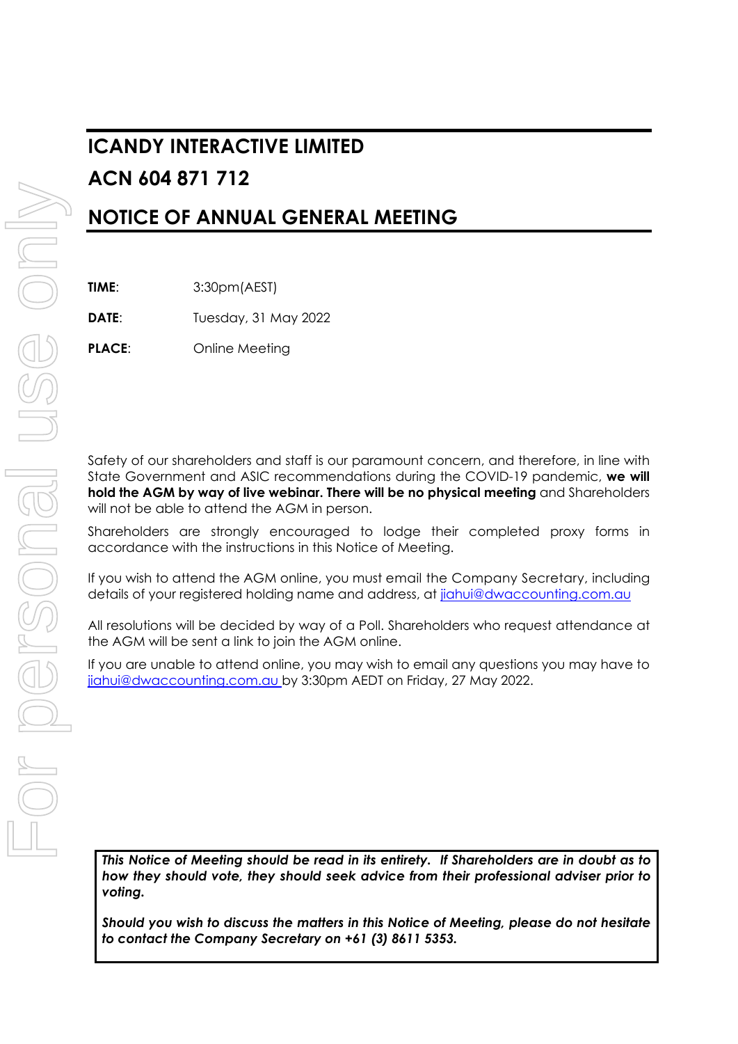# ICANDY INTERACTIVE LIMITED

# ACN 604 871 712

# NOTICE OF ANNUAL GENERAL MEETING

**TIME**: 3:30pm(AEST)

**DATE**: Tuesday, 31 May 2022

**PLACE**: Online Meeting

Safety of our shareholders and staff is our paramount concern, and therefore, in line with State Government and ASIC recommendations during the COVID-19 pandemic, **we will hold the AGM by way of live webinar. There will be no physical meeting** and Shareholders will not be able to attend the AGM in person.

Shareholders are strongly encouraged to lodge their completed proxy forms in accordance with the instructions in this Notice of Meeting.

If you wish to attend the AGM online, you must email the Company Secretary, including details of your registered holding name and address, at jiahui@dwaccounting.com.au

All resolutions will be decided by way of a Poll. Shareholders who request attendance at the AGM will be sent a link to join the AGM online.

If you are unable to attend online, you may wish to email any questions you may have to jiahui@dwaccounting.com.au by 3:30pm AEDT on Friday, 27 May 2022.

***This Notice of Meeting should be read in its entirety. If Shareholders are in doubt as to how they should vote, they should seek advice from their professional adviser prior to voting.***

***Should you wish to discuss the matters in this Notice of Meeting, please do not hesitate to contact the Company Secretary on +61 (3) 8611 5353.***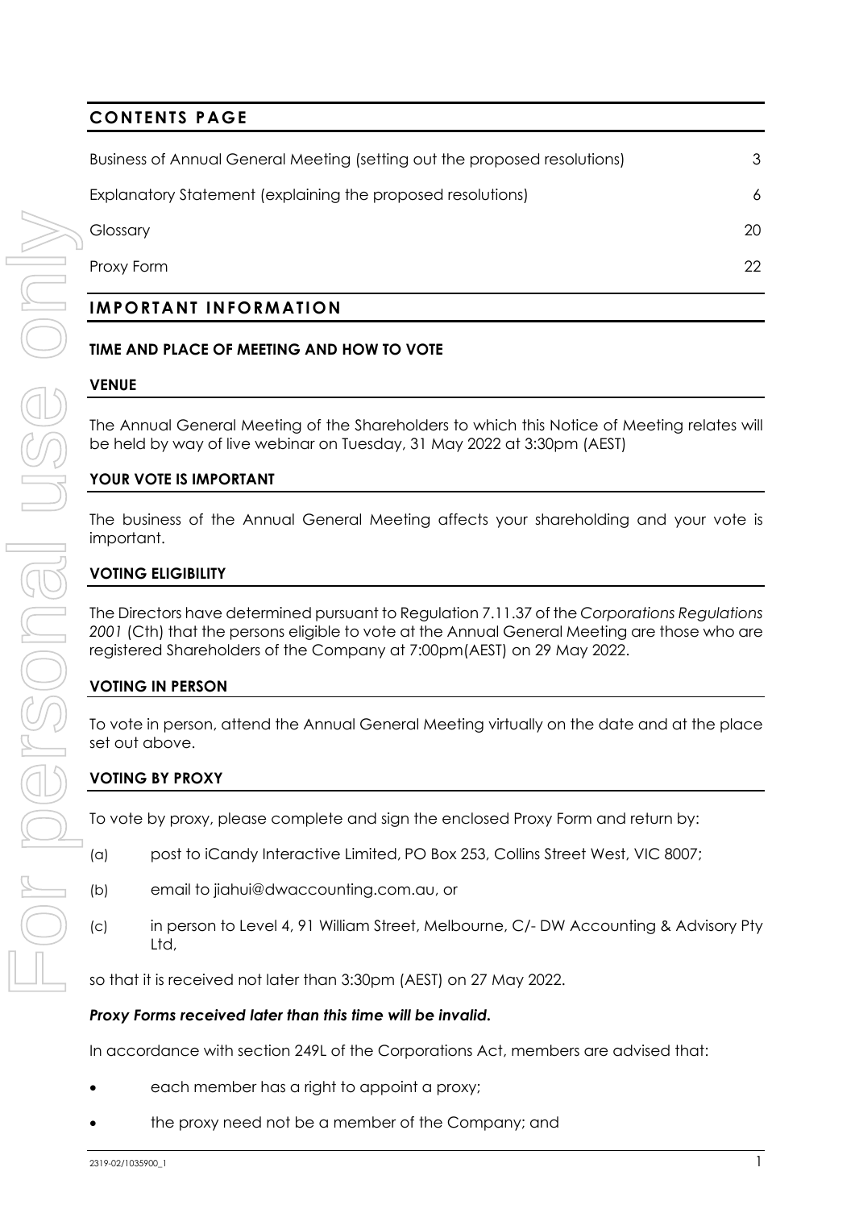## CONTENTS PAGE

| | |
|---|---|
| Business of Annual General Meeting (setting out the proposed resolutions) | 3 |
| Explanatory Statement (explaining the proposed resolutions) | 6 |
| Glossary | 20 |
| Proxy Form | 22 |

## IMPORTANT INFORMATION

### TIME AND PLACE OF MEETING AND HOW TO VOTE

### VENUE

The Annual General Meeting of the Shareholders to which this Notice of Meeting relates will be held by way of live webinar on Tuesday, 31 May 2022 at 3:30pm (AEST)

### YOUR VOTE IS IMPORTANT

The business of the Annual General Meeting affects your shareholding and your vote is important.

### VOTING ELIGIBILITY

The Directors have determined pursuant to Regulation 7.11.37 of the *Corporations Regulations 2001* (Cth) that the persons eligible to vote at the Annual General Meeting are those who are registered Shareholders of the Company at 7:00pm(AEST) on 29 May 2022.

### VOTING IN PERSON

To vote in person, attend the Annual General Meeting virtually on the date and at the place set out above.

### VOTING BY PROXY

To vote by proxy, please complete and sign the enclosed Proxy Form and return by:

(a) post to iCandy Interactive Limited, PO Box 253, Collins Street West, VIC 8007;

(b) email to jiahui@dwaccounting.com.au, or

(c) in person to Level 4, 91 William Street, Melbourne, C/- DW Accounting & Advisory Pty Ltd,

so that it is received not later than 3:30pm (AEST) on 27 May 2022.

***Proxy Forms received later than this time will be invalid.***

In accordance with section 249L of the Corporations Act, members are advised that:

- each member has a right to appoint a proxy;
- the proxy need not be a member of the Company; and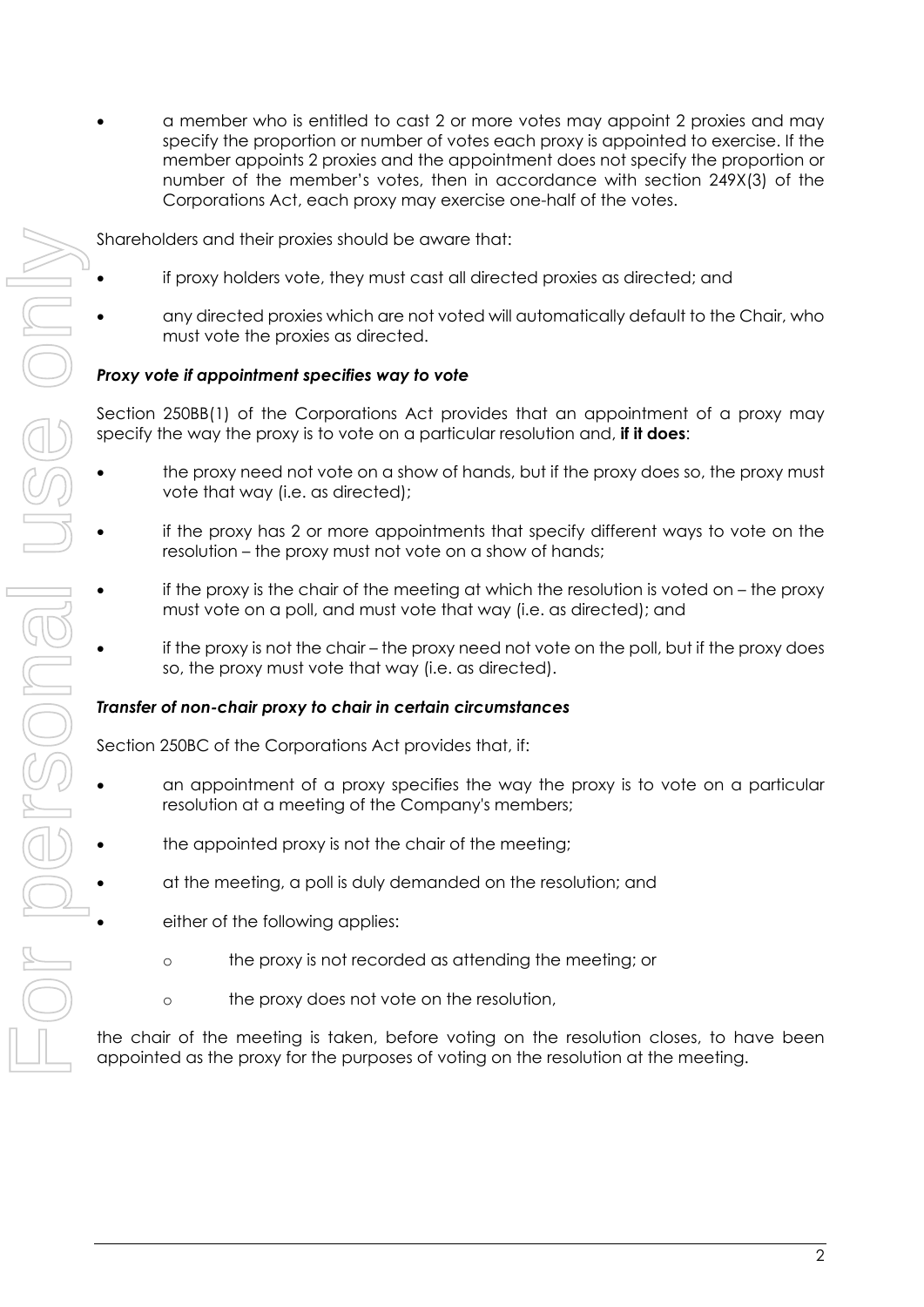- a member who is entitled to cast 2 or more votes may appoint 2 proxies and may specify the proportion or number of votes each proxy is appointed to exercise. If the member appoints 2 proxies and the appointment does not specify the proportion or number of the member's votes, then in accordance with section 249X(3) of the Corporations Act, each proxy may exercise one-half of the votes.

Shareholders and their proxies should be aware that:

- if proxy holders vote, they must cast all directed proxies as directed; and
- any directed proxies which are not voted will automatically default to the Chair, who must vote the proxies as directed.

***Proxy vote if appointment specifies way to vote***

Section 250BB(1) of the Corporations Act provides that an appointment of a proxy may specify the way the proxy is to vote on a particular resolution and, **if it does**:

- the proxy need not vote on a show of hands, but if the proxy does so, the proxy must vote that way (i.e. as directed);
- if the proxy has 2 or more appointments that specify different ways to vote on the resolution – the proxy must not vote on a show of hands;
- if the proxy is the chair of the meeting at which the resolution is voted on – the proxy must vote on a poll, and must vote that way (i.e. as directed); and
- if the proxy is not the chair – the proxy need not vote on the poll, but if the proxy does so, the proxy must vote that way (i.e. as directed).

***Transfer of non-chair proxy to chair in certain circumstances***

Section 250BC of the Corporations Act provides that, if:

- an appointment of a proxy specifies the way the proxy is to vote on a particular resolution at a meeting of the Company's members;
- the appointed proxy is not the chair of the meeting;
- at the meeting, a poll is duly demanded on the resolution; and
- either of the following applies:
    - o the proxy is not recorded as attending the meeting; or
    - o the proxy does not vote on the resolution,

the chair of the meeting is taken, before voting on the resolution closes, to have been appointed as the proxy for the purposes of voting on the resolution at the meeting.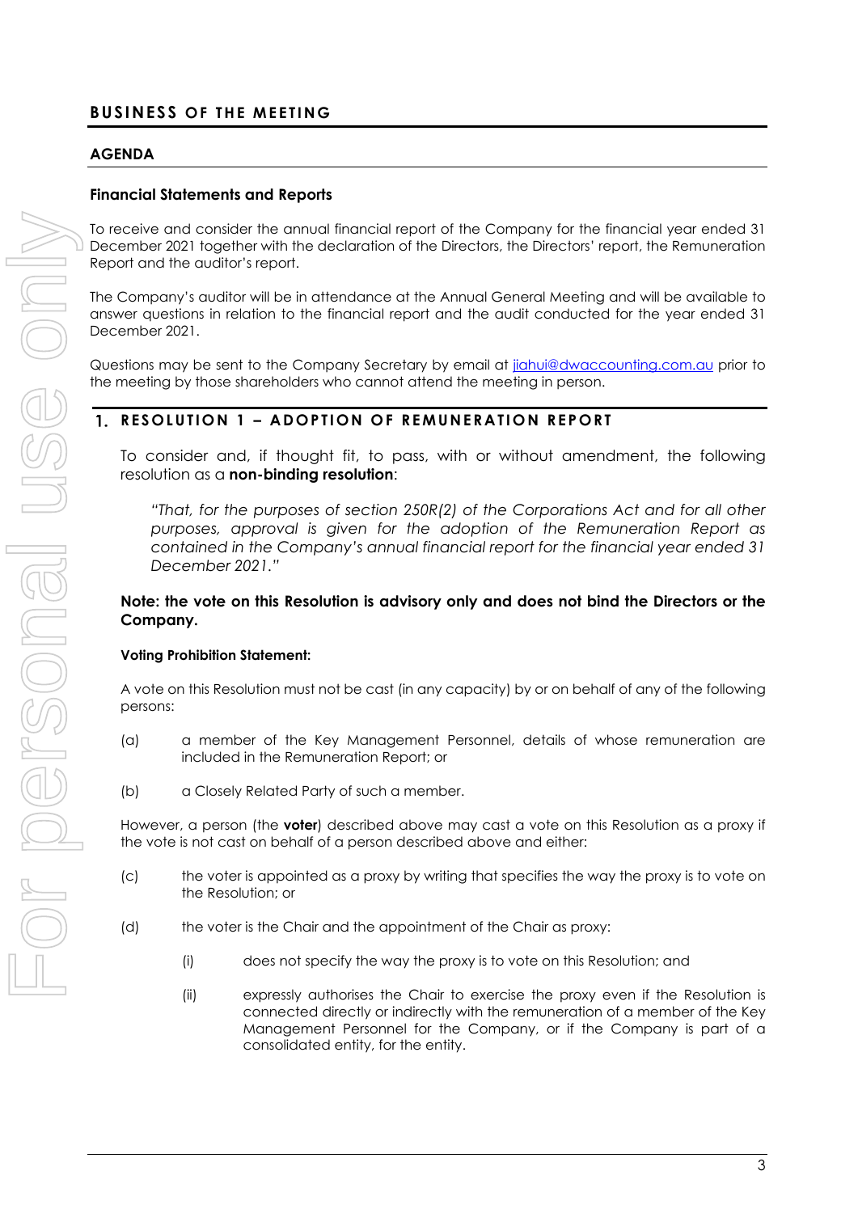# BUSINESS OF THE MEETING

## AGENDA

### Financial Statements and Reports

To receive and consider the annual financial report of the Company for the financial year ended 31 December 2021 together with the declaration of the Directors, the Directors' report, the Remuneration Report and the auditor's report.

The Company's auditor will be in attendance at the Annual General Meeting and will be available to answer questions in relation to the financial report and the audit conducted for the year ended 31 December 2021.

Questions may be sent to the Company Secretary by email at jiahui@dwaccounting.com.au prior to the meeting by those shareholders who cannot attend the meeting in person.

## 1. RESOLUTION 1 – ADOPTION OF REMUNERATION REPORT

To consider and, if thought fit, to pass, with or without amendment, the following resolution as a **non-binding resolution**:

> *"That, for the purposes of section 250R(2) of the Corporations Act and for all other purposes, approval is given for the adoption of the Remuneration Report as contained in the Company's annual financial report for the financial year ended 31 December 2021."*

**Note: the vote on this Resolution is advisory only and does not bind the Directors or the Company.**

**Voting Prohibition Statement:**

A vote on this Resolution must not be cast (in any capacity) by or on behalf of any of the following persons:

(a) a member of the Key Management Personnel, details of whose remuneration are included in the Remuneration Report; or

(b) a Closely Related Party of such a member.

However, a person (the **voter**) described above may cast a vote on this Resolution as a proxy if the vote is not cast on behalf of a person described above and either:

(c) the voter is appointed as a proxy by writing that specifies the way the proxy is to vote on the Resolution; or

(d) the voter is the Chair and the appointment of the Chair as proxy:

  (i) does not specify the way the proxy is to vote on this Resolution; and

  (ii) expressly authorises the Chair to exercise the proxy even if the Resolution is connected directly or indirectly with the remuneration of a member of the Key Management Personnel for the Company, or if the Company is part of a consolidated entity, for the entity.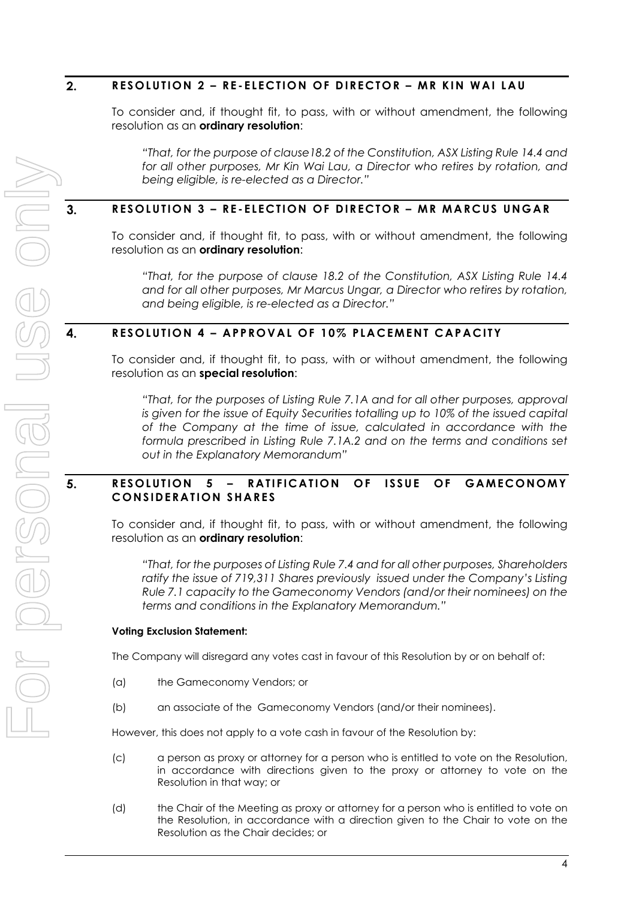## 2. RESOLUTION 2 – RE-ELECTION OF DIRECTOR – MR KIN WAI LAU

To consider and, if thought fit, to pass, with or without amendment, the following resolution as an **ordinary resolution**:

> *"That, for the purpose of clause18.2 of the Constitution, ASX Listing Rule 14.4 and for all other purposes, Mr Kin Wai Lau, a Director who retires by rotation, and being eligible, is re-elected as a Director."*

## 3. RESOLUTION 3 – RE-ELECTION OF DIRECTOR – MR MARCUS UNGAR

To consider and, if thought fit, to pass, with or without amendment, the following resolution as an **ordinary resolution**:

> *"That, for the purpose of clause 18.2 of the Constitution, ASX Listing Rule 14.4 and for all other purposes, Mr Marcus Ungar, a Director who retires by rotation, and being eligible, is re-elected as a Director."*

## 4. RESOLUTION 4 – APPROVAL OF 10% PLACEMENT CAPACITY

To consider and, if thought fit, to pass, with or without amendment, the following resolution as an **special resolution**:

> *"That, for the purposes of Listing Rule 7.1A and for all other purposes, approval is given for the issue of Equity Securities totalling up to 10% of the issued capital of the Company at the time of issue, calculated in accordance with the formula prescribed in Listing Rule 7.1A.2 and on the terms and conditions set out in the Explanatory Memorandum"*

## 5. RESOLUTION 5 – RATIFICATION OF ISSUE OF GAMECONOMY CONSIDERATION SHARES

To consider and, if thought fit, to pass, with or without amendment, the following resolution as an **ordinary resolution**:

> *"That, for the purposes of Listing Rule 7.4 and for all other purposes, Shareholders ratify the issue of 719,311 Shares previously issued under the Company's Listing Rule 7.1 capacity to the Gameconomy Vendors (and/or their nominees) on the terms and conditions in the Explanatory Memorandum."*

**Voting Exclusion Statement:**

The Company will disregard any votes cast in favour of this Resolution by or on behalf of:

(a) the Gameconomy Vendors; or

(b) an associate of the Gameconomy Vendors (and/or their nominees).

However, this does not apply to a vote cash in favour of the Resolution by:

(c) a person as proxy or attorney for a person who is entitled to vote on the Resolution, in accordance with directions given to the proxy or attorney to vote on the Resolution in that way; or

(d) the Chair of the Meeting as proxy or attorney for a person who is entitled to vote on the Resolution, in accordance with a direction given to the Chair to vote on the Resolution as the Chair decides; or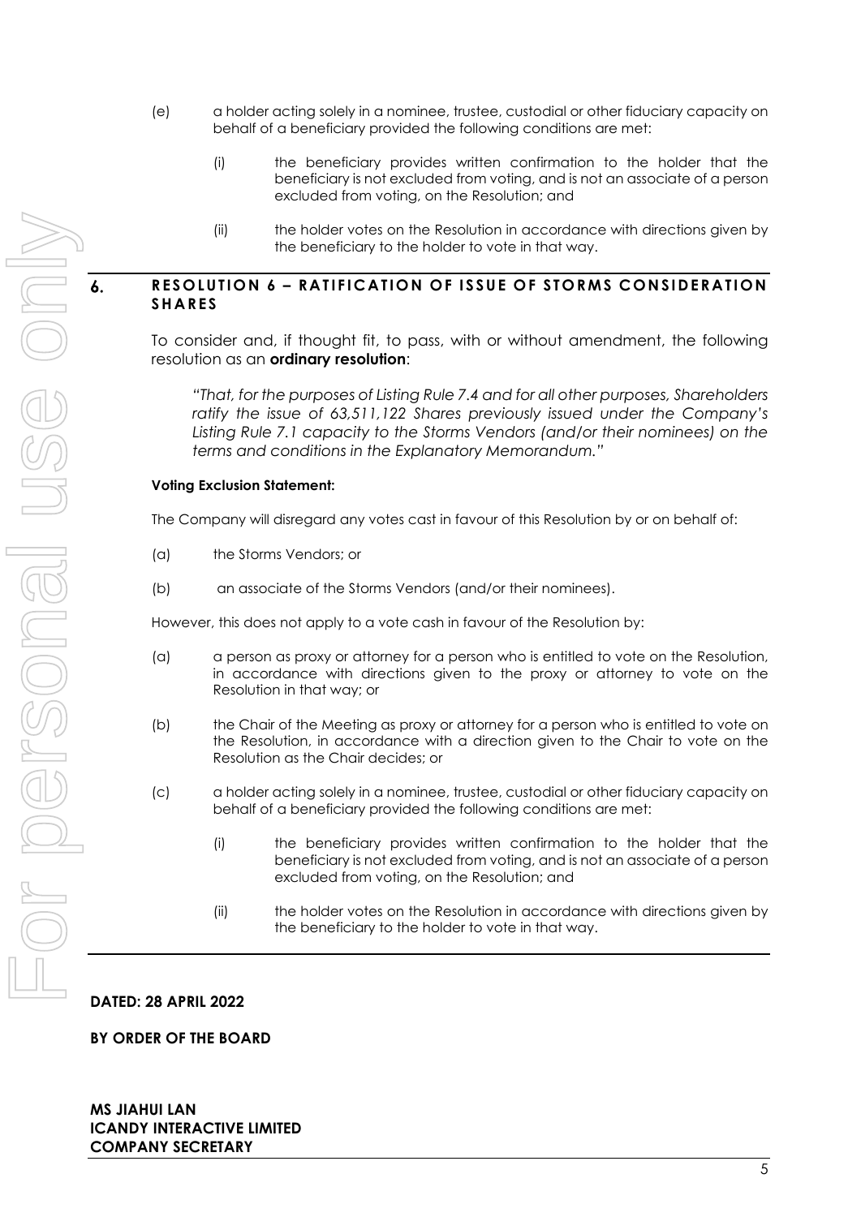(e) a holder acting solely in a nominee, trustee, custodial or other fiduciary capacity on behalf of a beneficiary provided the following conditions are met:

  (i) the beneficiary provides written confirmation to the holder that the beneficiary is not excluded from voting, and is not an associate of a person excluded from voting, on the Resolution; and

  (ii) the holder votes on the Resolution in accordance with directions given by the beneficiary to the holder to vote in that way.

## 6. RESOLUTION 6 – RATIFICATION OF ISSUE OF STORMS CONSIDERATION SHARES

To consider and, if thought fit, to pass, with or without amendment, the following resolution as an **ordinary resolution**:

*"That, for the purposes of Listing Rule 7.4 and for all other purposes, Shareholders ratify the issue of 63,511,122 Shares previously issued under the Company's Listing Rule 7.1 capacity to the Storms Vendors (and/or their nominees) on the terms and conditions in the Explanatory Memorandum."*

**Voting Exclusion Statement:**

The Company will disregard any votes cast in favour of this Resolution by or on behalf of:

(a) the Storms Vendors; or

(b) an associate of the Storms Vendors (and/or their nominees).

However, this does not apply to a vote cash in favour of the Resolution by:

(a) a person as proxy or attorney for a person who is entitled to vote on the Resolution, in accordance with directions given to the proxy or attorney to vote on the Resolution in that way; or

(b) the Chair of the Meeting as proxy or attorney for a person who is entitled to vote on the Resolution, in accordance with a direction given to the Chair to vote on the Resolution as the Chair decides; or

(c) a holder acting solely in a nominee, trustee, custodial or other fiduciary capacity on behalf of a beneficiary provided the following conditions are met:

  (i) the beneficiary provides written confirmation to the holder that the beneficiary is not excluded from voting, and is not an associate of a person excluded from voting, on the Resolution; and

  (ii) the holder votes on the Resolution in accordance with directions given by the beneficiary to the holder to vote in that way.

**DATED: 28 APRIL 2022**

**BY ORDER OF THE BOARD**

**MS JIAHUI LAN**
**ICANDY INTERACTIVE LIMITED**
**COMPANY SECRETARY**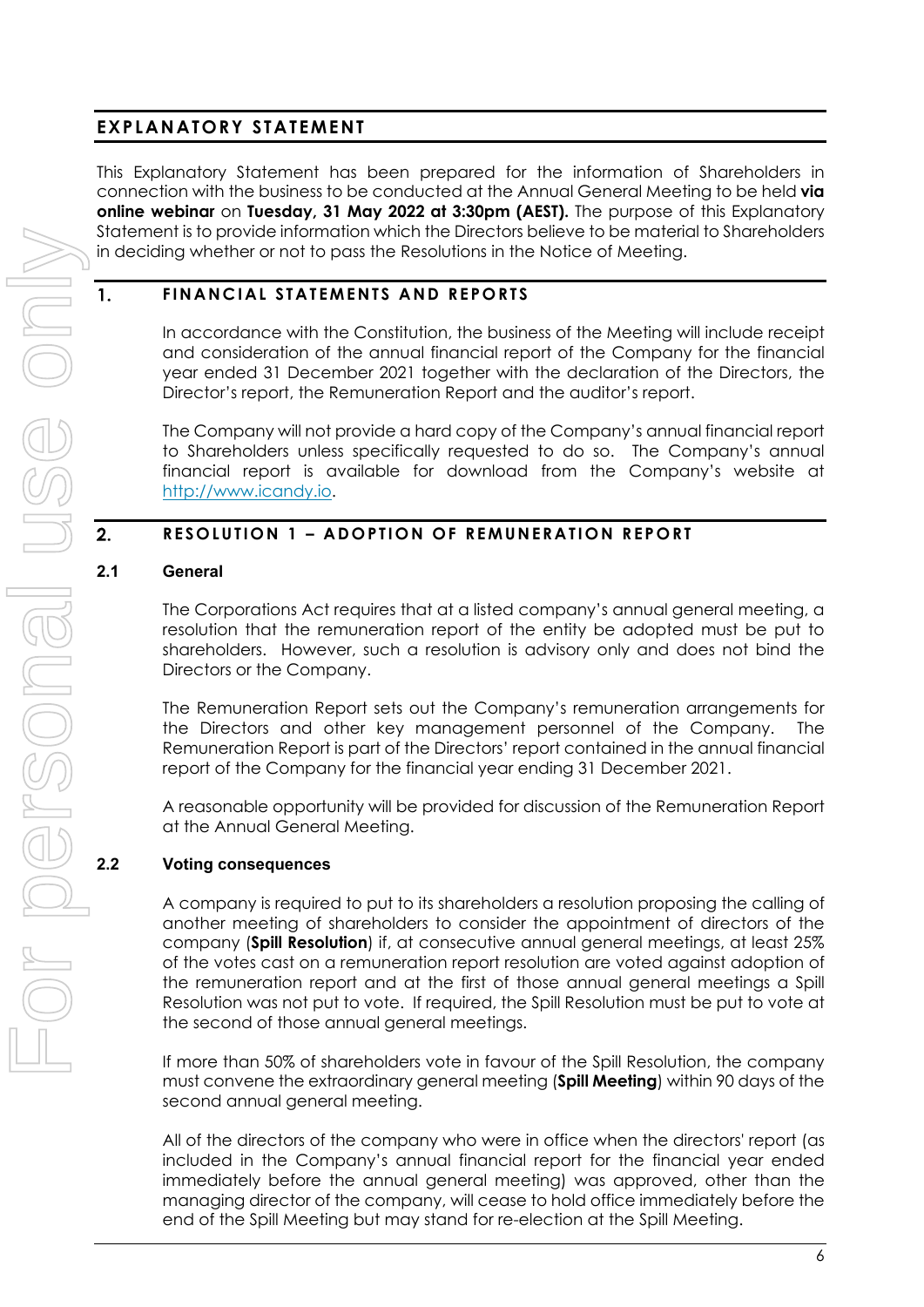# EXPLANATORY STATEMENT

This Explanatory Statement has been prepared for the information of Shareholders in connection with the business to be conducted at the Annual General Meeting to be held **via online webinar** on **Tuesday, 31 May 2022 at 3:30pm (AEST).** The purpose of this Explanatory Statement is to provide information which the Directors believe to be material to Shareholders in deciding whether or not to pass the Resolutions in the Notice of Meeting.

## 1. FINANCIAL STATEMENTS AND REPORTS

In accordance with the Constitution, the business of the Meeting will include receipt and consideration of the annual financial report of the Company for the financial year ended 31 December 2021 together with the declaration of the Directors, the Director's report, the Remuneration Report and the auditor's report.

The Company will not provide a hard copy of the Company's annual financial report to Shareholders unless specifically requested to do so. The Company's annual financial report is available for download from the Company's website at http://www.icandy.io.

## 2. RESOLUTION 1 – ADOPTION OF REMUNERATION REPORT

### 2.1 General

The Corporations Act requires that at a listed company's annual general meeting, a resolution that the remuneration report of the entity be adopted must be put to shareholders. However, such a resolution is advisory only and does not bind the Directors or the Company.

The Remuneration Report sets out the Company's remuneration arrangements for the Directors and other key management personnel of the Company. The Remuneration Report is part of the Directors' report contained in the annual financial report of the Company for the financial year ending 31 December 2021.

A reasonable opportunity will be provided for discussion of the Remuneration Report at the Annual General Meeting.

### 2.2 Voting consequences

A company is required to put to its shareholders a resolution proposing the calling of another meeting of shareholders to consider the appointment of directors of the company (**Spill Resolution**) if, at consecutive annual general meetings, at least 25% of the votes cast on a remuneration report resolution are voted against adoption of the remuneration report and at the first of those annual general meetings a Spill Resolution was not put to vote. If required, the Spill Resolution must be put to vote at the second of those annual general meetings.

If more than 50% of shareholders vote in favour of the Spill Resolution, the company must convene the extraordinary general meeting (**Spill Meeting**) within 90 days of the second annual general meeting.

All of the directors of the company who were in office when the directors' report (as included in the Company's annual financial report for the financial year ended immediately before the annual general meeting) was approved, other than the managing director of the company, will cease to hold office immediately before the end of the Spill Meeting but may stand for re-election at the Spill Meeting.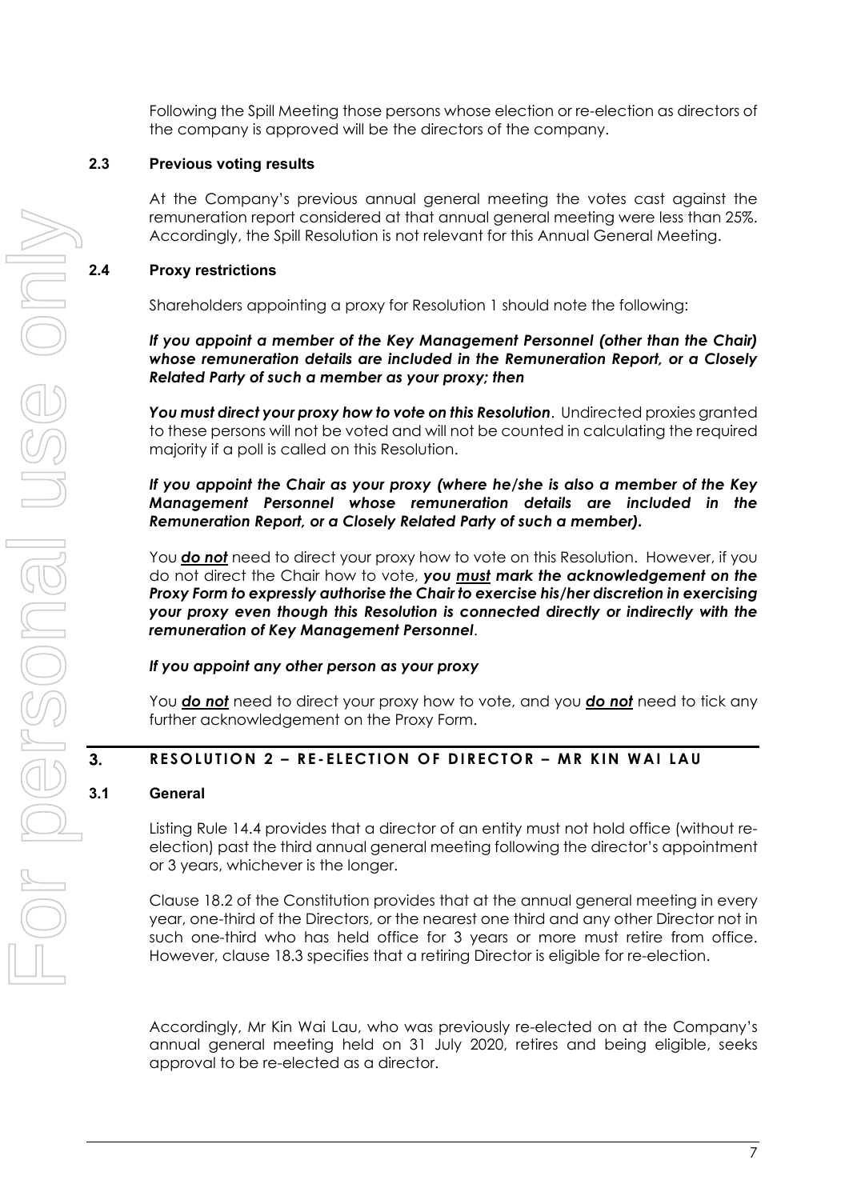Following the Spill Meeting those persons whose election or re-election as directors of the company is approved will be the directors of the company.

### 2.3 Previous voting results

At the Company's previous annual general meeting the votes cast against the remuneration report considered at that annual general meeting were less than 25%. Accordingly, the Spill Resolution is not relevant for this Annual General Meeting.

### 2.4 Proxy restrictions

Shareholders appointing a proxy for Resolution 1 should note the following:

***If you appoint a member of the Key Management Personnel (other than the Chair) whose remuneration details are included in the Remuneration Report, or a Closely Related Party of such a member as your proxy; then***

***You must direct your proxy how to vote on this Resolution***. Undirected proxies granted to these persons will not be voted and will not be counted in calculating the required majority if a poll is called on this Resolution.

***If you appoint the Chair as your proxy (where he/she is also a member of the Key Management Personnel whose remuneration details are included in the Remuneration Report, or a Closely Related Party of such a member).***

You ***do not*** need to direct your proxy how to vote on this Resolution. However, if you do not direct the Chair how to vote, ***you must mark the acknowledgement on the Proxy Form to expressly authorise the Chair to exercise his/her discretion in exercising your proxy even though this Resolution is connected directly or indirectly with the remuneration of Key Management Personnel***.

***If you appoint any other person as your proxy***

You ***do not*** need to direct your proxy how to vote, and you ***do not*** need to tick any further acknowledgement on the Proxy Form.

## 3. RESOLUTION 2 – RE-ELECTION OF DIRECTOR – MR KIN WAI LAU

### 3.1 General

Listing Rule 14.4 provides that a director of an entity must not hold office (without re-election) past the third annual general meeting following the director's appointment or 3 years, whichever is the longer.

Clause 18.2 of the Constitution provides that at the annual general meeting in every year, one-third of the Directors, or the nearest one third and any other Director not in such one-third who has held office for 3 years or more must retire from office. However, clause 18.3 specifies that a retiring Director is eligible for re-election.

Accordingly, Mr Kin Wai Lau, who was previously re-elected on at the Company's annual general meeting held on 31 July 2020, retires and being eligible, seeks approval to be re-elected as a director.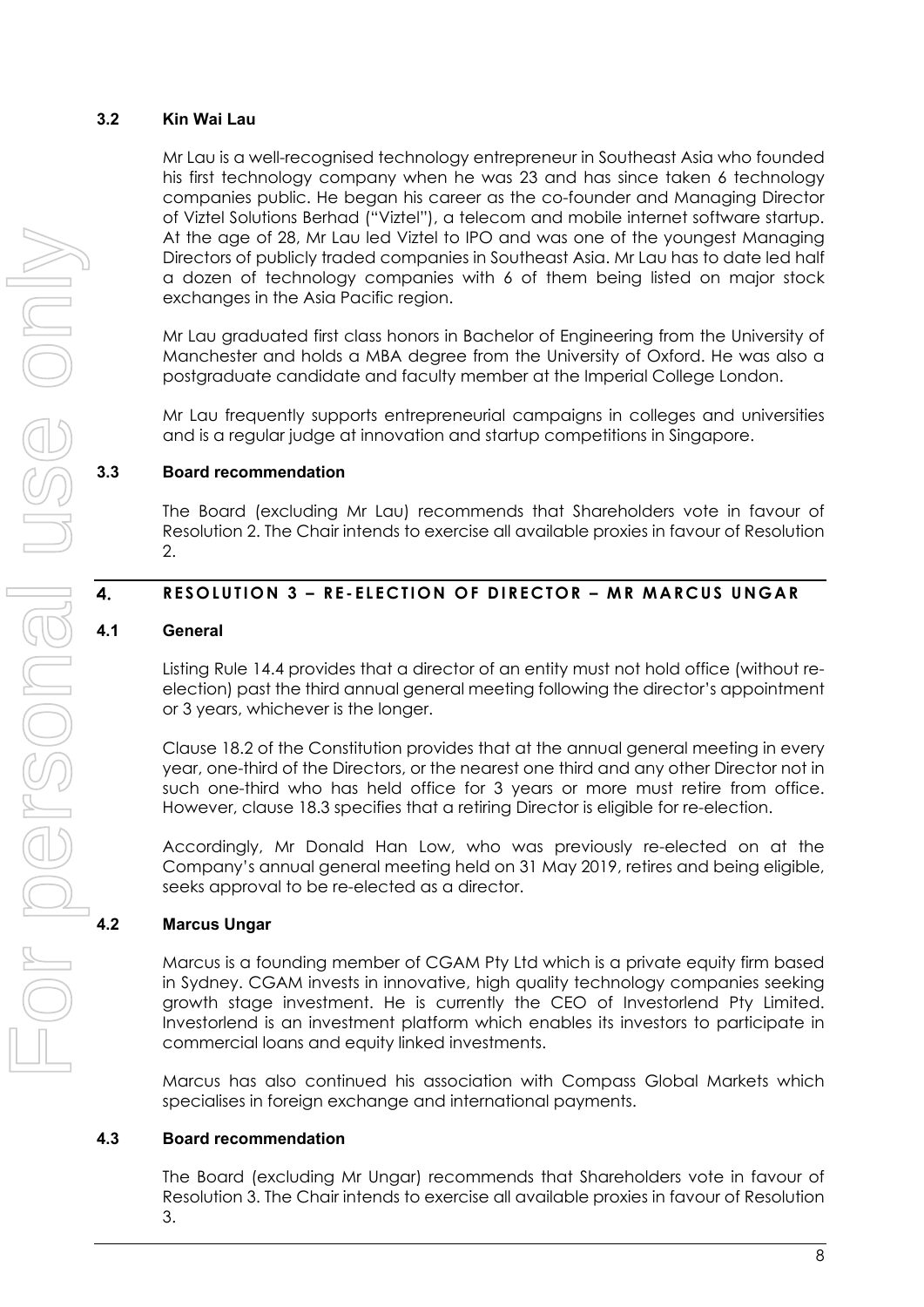### 3.2 Kin Wai Lau

Mr Lau is a well-recognised technology entrepreneur in Southeast Asia who founded his first technology company when he was 23 and has since taken 6 technology companies public. He began his career as the co-founder and Managing Director of Viztel Solutions Berhad ("Viztel"), a telecom and mobile internet software startup. At the age of 28, Mr Lau led Viztel to IPO and was one of the youngest Managing Directors of publicly traded companies in Southeast Asia. Mr Lau has to date led half a dozen of technology companies with 6 of them being listed on major stock exchanges in the Asia Pacific region.

Mr Lau graduated first class honors in Bachelor of Engineering from the University of Manchester and holds a MBA degree from the University of Oxford. He was also a postgraduate candidate and faculty member at the Imperial College London.

Mr Lau frequently supports entrepreneurial campaigns in colleges and universities and is a regular judge at innovation and startup competitions in Singapore.

### 3.3 Board recommendation

The Board (excluding Mr Lau) recommends that Shareholders vote in favour of Resolution 2. The Chair intends to exercise all available proxies in favour of Resolution 2.

## 4. RESOLUTION 3 – RE-ELECTION OF DIRECTOR – MR MARCUS UNGAR

### 4.1 General

Listing Rule 14.4 provides that a director of an entity must not hold office (without re-election) past the third annual general meeting following the director's appointment or 3 years, whichever is the longer.

Clause 18.2 of the Constitution provides that at the annual general meeting in every year, one-third of the Directors, or the nearest one third and any other Director not in such one-third who has held office for 3 years or more must retire from office. However, clause 18.3 specifies that a retiring Director is eligible for re-election.

Accordingly, Mr Donald Han Low, who was previously re-elected on at the Company's annual general meeting held on 31 May 2019, retires and being eligible, seeks approval to be re-elected as a director.

### 4.2 Marcus Ungar

Marcus is a founding member of CGAM Pty Ltd which is a private equity firm based in Sydney. CGAM invests in innovative, high quality technology companies seeking growth stage investment. He is currently the CEO of Investorlend Pty Limited. Investorlend is an investment platform which enables its investors to participate in commercial loans and equity linked investments.

Marcus has also continued his association with Compass Global Markets which specialises in foreign exchange and international payments.

### 4.3 Board recommendation

The Board (excluding Mr Ungar) recommends that Shareholders vote in favour of Resolution 3. The Chair intends to exercise all available proxies in favour of Resolution 3.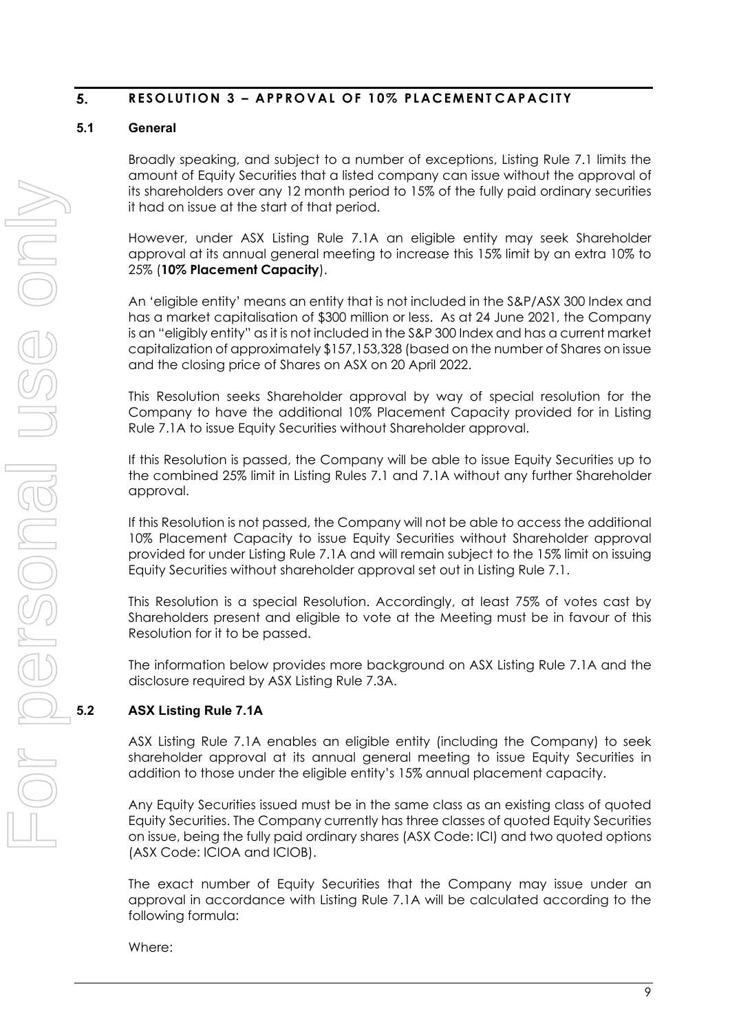## 5. RESOLUTION 3 – APPROVAL OF 10% PLACEMENT CAPACITY

### 5.1 General

Broadly speaking, and subject to a number of exceptions, Listing Rule 7.1 limits the amount of Equity Securities that a listed company can issue without the approval of its shareholders over any 12 month period to 15% of the fully paid ordinary securities it had on issue at the start of that period.

However, under ASX Listing Rule 7.1A an eligible entity may seek Shareholder approval at its annual general meeting to increase this 15% limit by an extra 10% to 25% (**10% Placement Capacity**).

An 'eligible entity' means an entity that is not included in the S&P/ASX 300 Index and has a market capitalisation of $300 million or less. As at 24 June 2021, the Company is an "eligibly entity" as it is not included in the S&P 300 Index and has a current market capitalization of approximately $157,153,328 (based on the number of Shares on issue and the closing price of Shares on ASX on 20 April 2022.

This Resolution seeks Shareholder approval by way of special resolution for the Company to have the additional 10% Placement Capacity provided for in Listing Rule 7.1A to issue Equity Securities without Shareholder approval.

If this Resolution is passed, the Company will be able to issue Equity Securities up to the combined 25% limit in Listing Rules 7.1 and 7.1A without any further Shareholder approval.

If this Resolution is not passed, the Company will not be able to access the additional 10% Placement Capacity to issue Equity Securities without Shareholder approval provided for under Listing Rule 7.1A and will remain subject to the 15% limit on issuing Equity Securities without shareholder approval set out in Listing Rule 7.1.

This Resolution is a special Resolution. Accordingly, at least 75% of votes cast by Shareholders present and eligible to vote at the Meeting must be in favour of this Resolution for it to be passed.

The information below provides more background on ASX Listing Rule 7.1A and the disclosure required by ASX Listing Rule 7.3A.

### 5.2 ASX Listing Rule 7.1A

ASX Listing Rule 7.1A enables an eligible entity (including the Company) to seek shareholder approval at its annual general meeting to issue Equity Securities in addition to those under the eligible entity's 15% annual placement capacity.

Any Equity Securities issued must be in the same class as an existing class of quoted Equity Securities. The Company currently has three classes of quoted Equity Securities on issue, being the fully paid ordinary shares (ASX Code: ICI) and two quoted options (ASX Code: ICIOA and ICIOB).

The exact number of Equity Securities that the Company may issue under an approval in accordance with Listing Rule 7.1A will be calculated according to the following formula:

Where: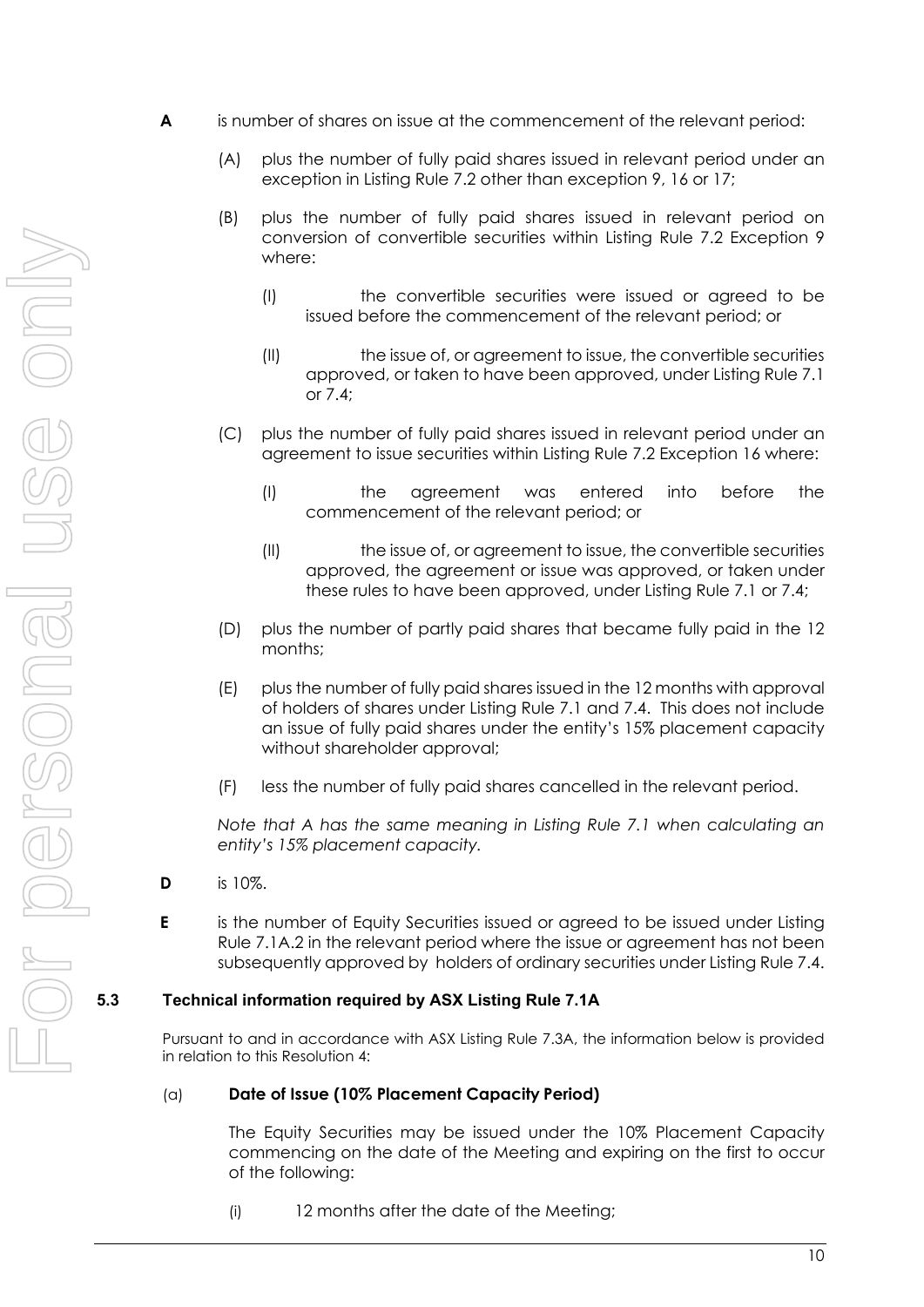**A** is number of shares on issue at the commencement of the relevant period:

(A) plus the number of fully paid shares issued in relevant period under an exception in Listing Rule 7.2 other than exception 9, 16 or 17;

(B) plus the number of fully paid shares issued in relevant period on conversion of convertible securities within Listing Rule 7.2 Exception 9 where:

(I) the convertible securities were issued or agreed to be issued before the commencement of the relevant period; or

(II) the issue of, or agreement to issue, the convertible securities approved, or taken to have been approved, under Listing Rule 7.1 or 7.4;

(C) plus the number of fully paid shares issued in relevant period under an agreement to issue securities within Listing Rule 7.2 Exception 16 where:

(I) the agreement was entered into before the commencement of the relevant period; or

(II) the issue of, or agreement to issue, the convertible securities approved, the agreement or issue was approved, or taken under these rules to have been approved, under Listing Rule 7.1 or 7.4;

(D) plus the number of partly paid shares that became fully paid in the 12 months;

(E) plus the number of fully paid shares issued in the 12 months with approval of holders of shares under Listing Rule 7.1 and 7.4. This does not include an issue of fully paid shares under the entity's 15% placement capacity without shareholder approval;

(F) less the number of fully paid shares cancelled in the relevant period.

*Note that A has the same meaning in Listing Rule 7.1 when calculating an entity's 15% placement capacity.*

**D** is 10%.

**E** is the number of Equity Securities issued or agreed to be issued under Listing Rule 7.1A.2 in the relevant period where the issue or agreement has not been subsequently approved by holders of ordinary securities under Listing Rule 7.4.

### 5.3 Technical information required by ASX Listing Rule 7.1A

Pursuant to and in accordance with ASX Listing Rule 7.3A, the information below is provided in relation to this Resolution 4:

(a) **Date of Issue (10% Placement Capacity Period)**

The Equity Securities may be issued under the 10% Placement Capacity commencing on the date of the Meeting and expiring on the first to occur of the following:

(i) 12 months after the date of the Meeting;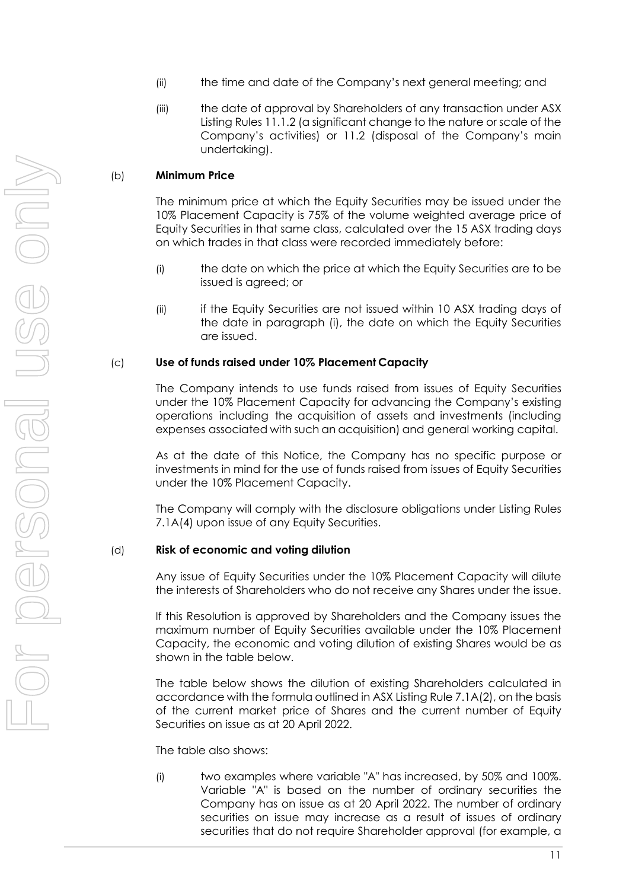(ii) the time and date of the Company's next general meeting; and

(iii) the date of approval by Shareholders of any transaction under ASX Listing Rules 11.1.2 (a significant change to the nature or scale of the Company's activities) or 11.2 (disposal of the Company's main undertaking).

(b) **Minimum Price**

The minimum price at which the Equity Securities may be issued under the 10% Placement Capacity is 75% of the volume weighted average price of Equity Securities in that same class, calculated over the 15 ASX trading days on which trades in that class were recorded immediately before:

(i) the date on which the price at which the Equity Securities are to be issued is agreed; or

(ii) if the Equity Securities are not issued within 10 ASX trading days of the date in paragraph (i), the date on which the Equity Securities are issued.

(c) **Use of funds raised under 10% Placement Capacity**

The Company intends to use funds raised from issues of Equity Securities under the 10% Placement Capacity for advancing the Company's existing operations including the acquisition of assets and investments (including expenses associated with such an acquisition) and general working capital.

As at the date of this Notice, the Company has no specific purpose or investments in mind for the use of funds raised from issues of Equity Securities under the 10% Placement Capacity.

The Company will comply with the disclosure obligations under Listing Rules 7.1A(4) upon issue of any Equity Securities.

(d) **Risk of economic and voting dilution**

Any issue of Equity Securities under the 10% Placement Capacity will dilute the interests of Shareholders who do not receive any Shares under the issue.

If this Resolution is approved by Shareholders and the Company issues the maximum number of Equity Securities available under the 10% Placement Capacity, the economic and voting dilution of existing Shares would be as shown in the table below.

The table below shows the dilution of existing Shareholders calculated in accordance with the formula outlined in ASX Listing Rule 7.1A(2), on the basis of the current market price of Shares and the current number of Equity Securities on issue as at 20 April 2022.

The table also shows:

(i) two examples where variable "A" has increased, by 50% and 100%. Variable "A" is based on the number of ordinary securities the Company has on issue as at 20 April 2022. The number of ordinary securities on issue may increase as a result of issues of ordinary securities that do not require Shareholder approval (for example, a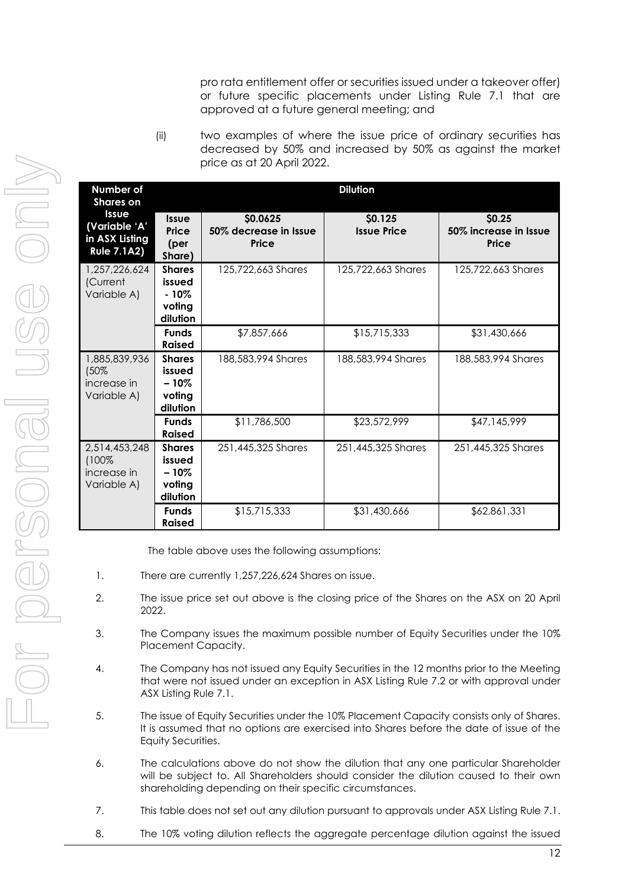pro rata entitlement offer or securities issued under a takeover offer) or future specific placements under Listing Rule 7.1 that are approved at a future general meeting; and

(ii) two examples of where the issue price of ordinary securities has decreased by 50% and increased by 50% as against the market price as at 20 April 2022.

| Number of Shares on Issue (Variable 'A' in ASX Listing Rule 7.1A2) | Dilution | | | |
|---|---|---|---|---|
| | **Issue Price (per Share)** | **$0.0625 50% decrease in Issue Price** | **$0.125 Issue Price** | **$0.25 50% increase in Issue Price** |
| 1,257,226,624 (Current Variable A) | **Shares issued - 10% voting dilution** | 125,722,663 Shares | 125,722,663 Shares | 125,722,663 Shares |
| | **Funds Raised** | $7,857,666 | $15,715,333 | $31,430,666 |
| 1,885,839,936 (50% increase in Variable A) | **Shares issued – 10% voting dilution** | 188,583,994 Shares | 188,583,994 Shares | 188,583,994 Shares |
| | **Funds Raised** | $11,786,500 | $23,572,999 | $47,145,999 |
| 2,514,453,248 (100% increase in Variable A) | **Shares issued – 10% voting dilution** | 251,445,325 Shares | 251,445,325 Shares | 251,445,325 Shares |
| | **Funds Raised** | $15,715,333 | $31,430,666 | $62,861,331 |

The table above uses the following assumptions:

1. There are currently 1,257,226,624 Shares on issue.
2. The issue price set out above is the closing price of the Shares on the ASX on 20 April 2022.
3. The Company issues the maximum possible number of Equity Securities under the 10% Placement Capacity.
4. The Company has not issued any Equity Securities in the 12 months prior to the Meeting that were not issued under an exception in ASX Listing Rule 7.2 or with approval under ASX Listing Rule 7.1.
5. The issue of Equity Securities under the 10% Placement Capacity consists only of Shares. It is assumed that no options are exercised into Shares before the date of issue of the Equity Securities.
6. The calculations above do not show the dilution that any one particular Shareholder will be subject to. All Shareholders should consider the dilution caused to their own shareholding depending on their specific circumstances.
7. This table does not set out any dilution pursuant to approvals under ASX Listing Rule 7.1.
8. The 10% voting dilution reflects the aggregate percentage dilution against the issued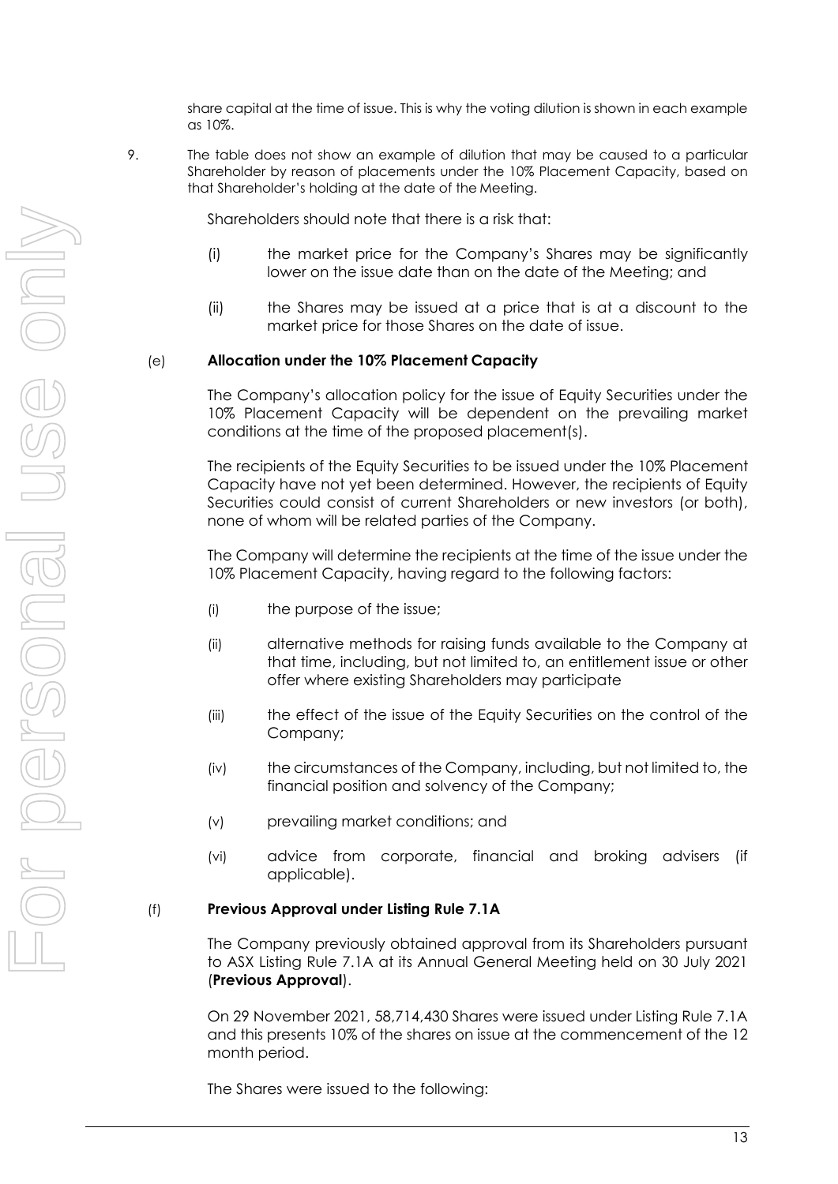share capital at the time of issue. This is why the voting dilution is shown in each example as 10%.

9. The table does not show an example of dilution that may be caused to a particular Shareholder by reason of placements under the 10% Placement Capacity, based on that Shareholder's holding at the date of the Meeting.

Shareholders should note that there is a risk that:

(i) the market price for the Company's Shares may be significantly lower on the issue date than on the date of the Meeting; and

(ii) the Shares may be issued at a price that is at a discount to the market price for those Shares on the date of issue.

(e) **Allocation under the 10% Placement Capacity**

The Company's allocation policy for the issue of Equity Securities under the 10% Placement Capacity will be dependent on the prevailing market conditions at the time of the proposed placement(s).

The recipients of the Equity Securities to be issued under the 10% Placement Capacity have not yet been determined. However, the recipients of Equity Securities could consist of current Shareholders or new investors (or both), none of whom will be related parties of the Company.

The Company will determine the recipients at the time of the issue under the 10% Placement Capacity, having regard to the following factors:

(i) the purpose of the issue;

(ii) alternative methods for raising funds available to the Company at that time, including, but not limited to, an entitlement issue or other offer where existing Shareholders may participate

(iii) the effect of the issue of the Equity Securities on the control of the Company;

(iv) the circumstances of the Company, including, but not limited to, the financial position and solvency of the Company;

(v) prevailing market conditions; and

(vi) advice from corporate, financial and broking advisers (if applicable).

(f) **Previous Approval under Listing Rule 7.1A**

The Company previously obtained approval from its Shareholders pursuant to ASX Listing Rule 7.1A at its Annual General Meeting held on 30 July 2021 (**Previous Approval**).

On 29 November 2021, 58,714,430 Shares were issued under Listing Rule 7.1A and this presents 10% of the shares on issue at the commencement of the 12 month period.

The Shares were issued to the following: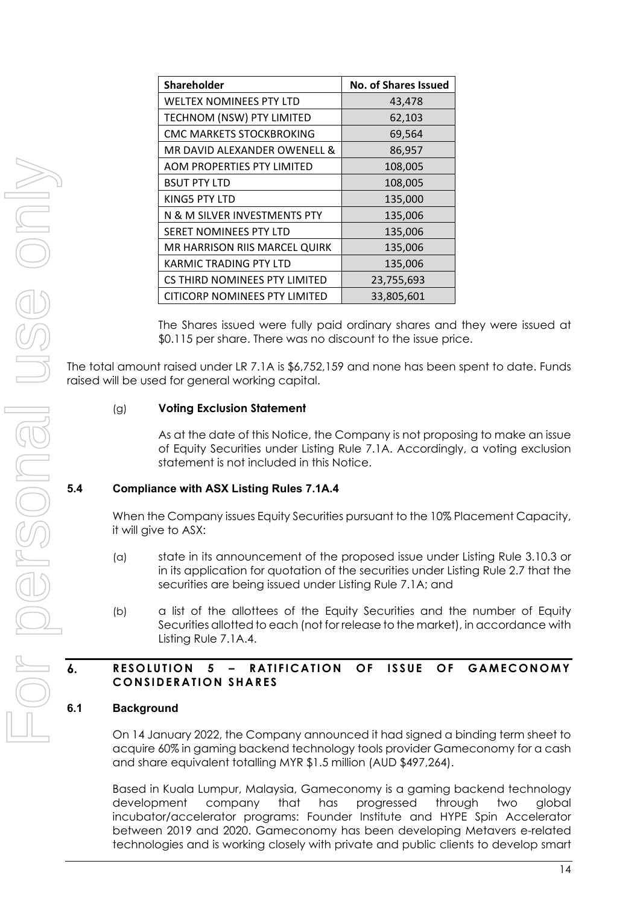| Shareholder | No. of Shares Issued |
| --- | --- |
| WELTEX NOMINEES PTY LTD | 43,478 |
| TECHNOM (NSW) PTY LIMITED | 62,103 |
| CMC MARKETS STOCKBROKING | 69,564 |
| MR DAVID ALEXANDER OWENELL & | 86,957 |
| AOM PROPERTIES PTY LIMITED | 108,005 |
| BSUT PTY LTD | 108,005 |
| KING5 PTY LTD | 135,000 |
| N & M SILVER INVESTMENTS PTY | 135,006 |
| SERET NOMINEES PTY LTD | 135,006 |
| MR HARRISON RIIS MARCEL QUIRK | 135,006 |
| KARMIC TRADING PTY LTD | 135,006 |
| CS THIRD NOMINEES PTY LIMITED | 23,755,693 |
| CITICORP NOMINEES PTY LIMITED | 33,805,601 |

The Shares issued were fully paid ordinary shares and they were issued at $0.115 per share. There was no discount to the issue price.

The total amount raised under LR 7.1A is $6,752,159 and none has been spent to date. Funds raised will be used for general working capital.

(g) **Voting Exclusion Statement**

As at the date of this Notice, the Company is not proposing to make an issue of Equity Securities under Listing Rule 7.1A. Accordingly, a voting exclusion statement is not included in this Notice.

### 5.4 Compliance with ASX Listing Rules 7.1A.4

When the Company issues Equity Securities pursuant to the 10% Placement Capacity, it will give to ASX:

(a) state in its announcement of the proposed issue under Listing Rule 3.10.3 or in its application for quotation of the securities under Listing Rule 2.7 that the securities are being issued under Listing Rule 7.1A; and

(b) a list of the allottees of the Equity Securities and the number of Equity Securities allotted to each (not for release to the market), in accordance with Listing Rule 7.1A.4.

## 6. RESOLUTION 5 – RATIFICATION OF ISSUE OF GAMECONOMY CONSIDERATION SHARES

### 6.1 Background

On 14 January 2022, the Company announced it had signed a binding term sheet to acquire 60% in gaming backend technology tools provider Gameconomy for a cash and share equivalent totalling MYR $1.5 million (AUD $497,264).

Based in Kuala Lumpur, Malaysia, Gameconomy is a gaming backend technology development company that has progressed through two global incubator/accelerator programs: Founder Institute and HYPE Spin Accelerator between 2019 and 2020. Gameconomy has been developing Metavers e-related technologies and is working closely with private and public clients to develop smart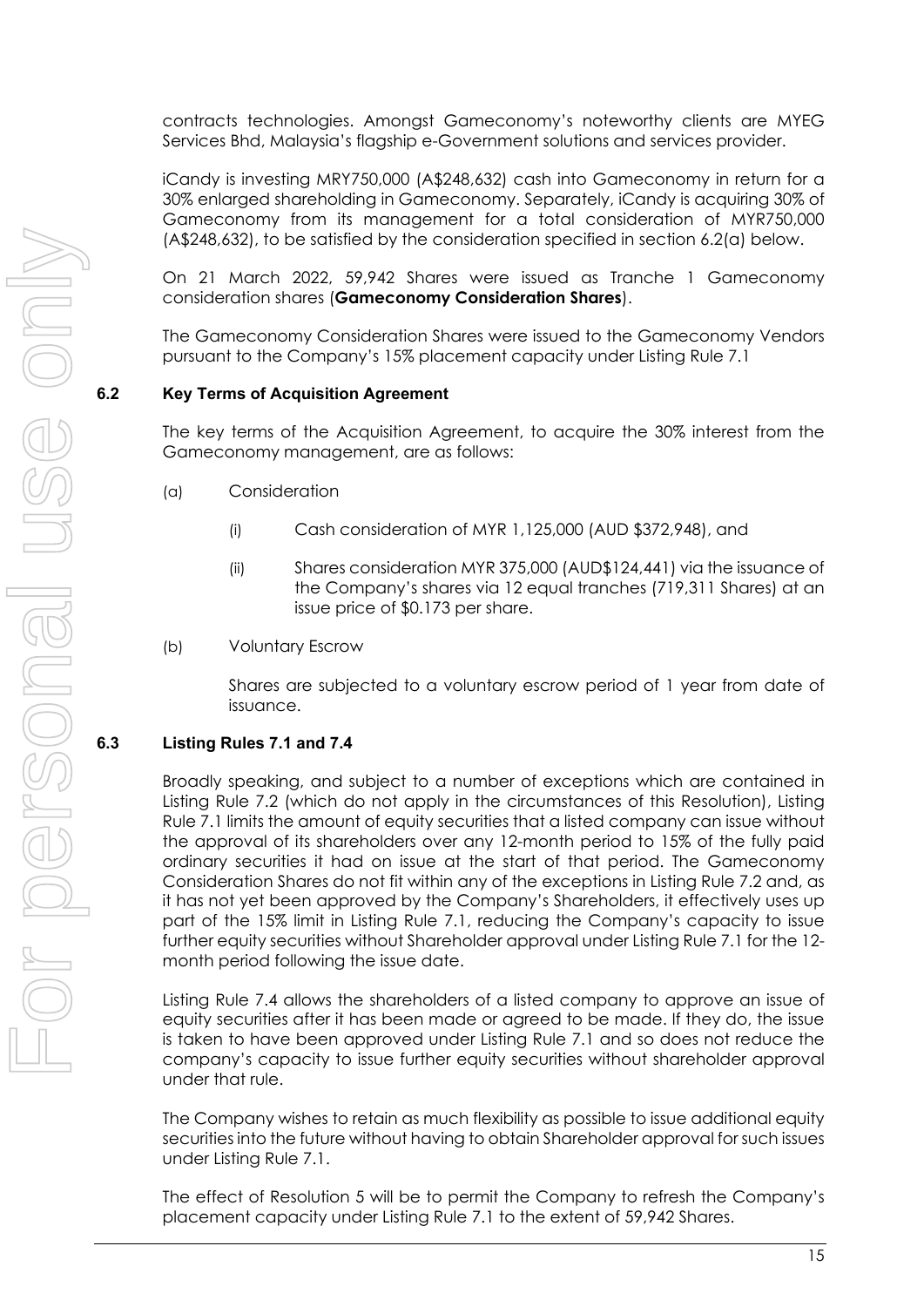contracts technologies. Amongst Gameconomy's noteworthy clients are MYEG Services Bhd, Malaysia's flagship e-Government solutions and services provider.

iCandy is investing MRY750,000 (A$248,632) cash into Gameconomy in return for a 30% enlarged shareholding in Gameconomy. Separately, iCandy is acquiring 30% of Gameconomy from its management for a total consideration of MYR750,000 (A$248,632), to be satisfied by the consideration specified in section 6.2(a) below.

On 21 March 2022, 59,942 Shares were issued as Tranche 1 Gameconomy consideration shares (**Gameconomy Consideration Shares**).

The Gameconomy Consideration Shares were issued to the Gameconomy Vendors pursuant to the Company's 15% placement capacity under Listing Rule 7.1

## 6.2 Key Terms of Acquisition Agreement

The key terms of the Acquisition Agreement, to acquire the 30% interest from the Gameconomy management, are as follows:

(a) Consideration

(i) Cash consideration of MYR 1,125,000 (AUD $372,948), and

(ii) Shares consideration MYR 375,000 (AUD$124,441) via the issuance of the Company's shares via 12 equal tranches (719,311 Shares) at an issue price of $0.173 per share.

(b) Voluntary Escrow

Shares are subjected to a voluntary escrow period of 1 year from date of issuance.

## 6.3 Listing Rules 7.1 and 7.4

Broadly speaking, and subject to a number of exceptions which are contained in Listing Rule 7.2 (which do not apply in the circumstances of this Resolution), Listing Rule 7.1 limits the amount of equity securities that a listed company can issue without the approval of its shareholders over any 12-month period to 15% of the fully paid ordinary securities it had on issue at the start of that period. The Gameconomy Consideration Shares do not fit within any of the exceptions in Listing Rule 7.2 and, as it has not yet been approved by the Company's Shareholders, it effectively uses up part of the 15% limit in Listing Rule 7.1, reducing the Company's capacity to issue further equity securities without Shareholder approval under Listing Rule 7.1 for the 12-month period following the issue date.

Listing Rule 7.4 allows the shareholders of a listed company to approve an issue of equity securities after it has been made or agreed to be made. If they do, the issue is taken to have been approved under Listing Rule 7.1 and so does not reduce the company's capacity to issue further equity securities without shareholder approval under that rule.

The Company wishes to retain as much flexibility as possible to issue additional equity securities into the future without having to obtain Shareholder approval for such issues under Listing Rule 7.1.

The effect of Resolution 5 will be to permit the Company to refresh the Company's placement capacity under Listing Rule 7.1 to the extent of 59,942 Shares.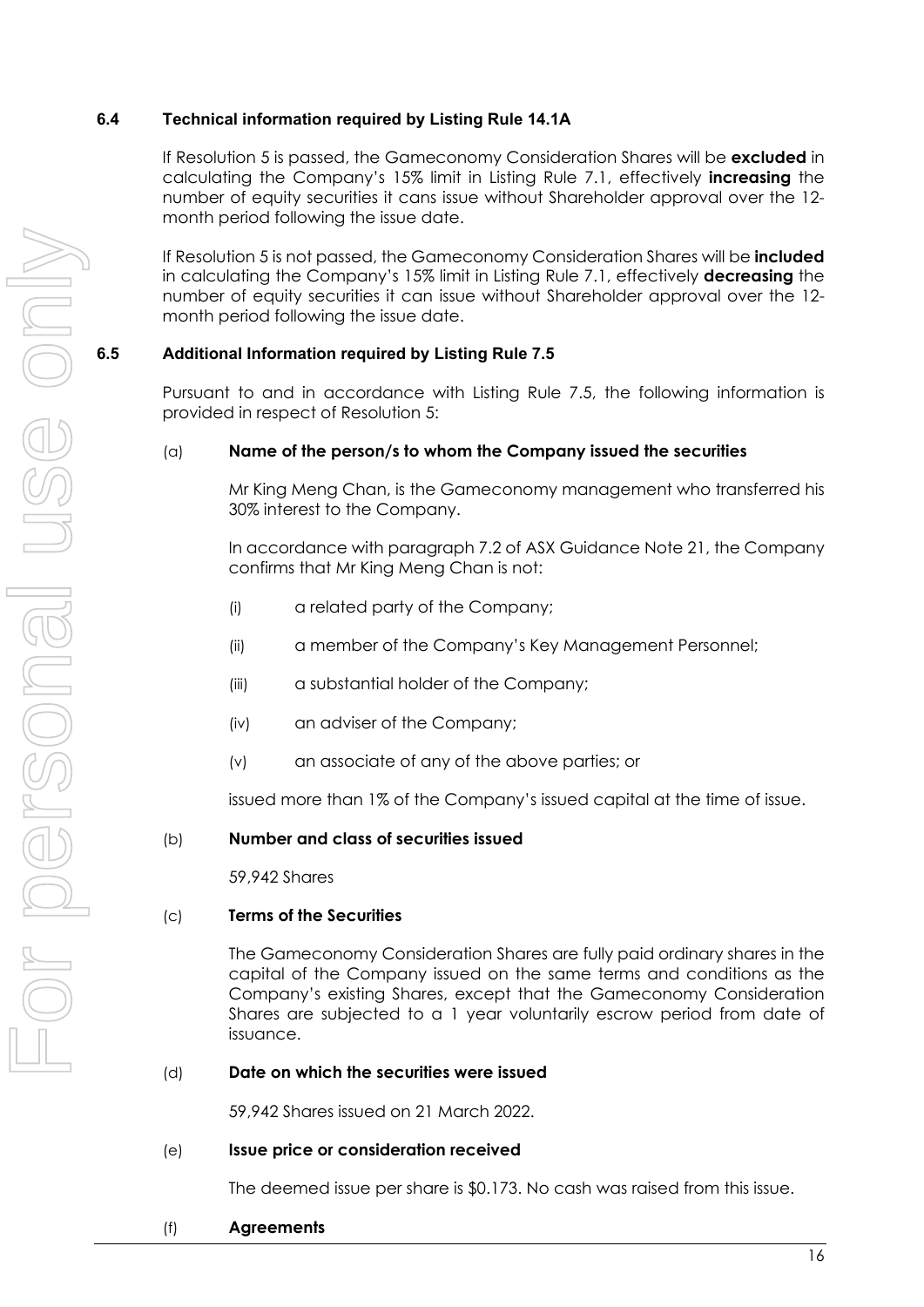### 6.4 Technical information required by Listing Rule 14.1A

If Resolution 5 is passed, the Gameconomy Consideration Shares will be **excluded** in calculating the Company's 15% limit in Listing Rule 7.1, effectively **increasing** the number of equity securities it cans issue without Shareholder approval over the 12-month period following the issue date.

If Resolution 5 is not passed, the Gameconomy Consideration Shares will be **included** in calculating the Company's 15% limit in Listing Rule 7.1, effectively **decreasing** the number of equity securities it can issue without Shareholder approval over the 12-month period following the issue date.

### 6.5 Additional Information required by Listing Rule 7.5

Pursuant to and in accordance with Listing Rule 7.5, the following information is provided in respect of Resolution 5:

(a) **Name of the person/s to whom the Company issued the securities**

Mr King Meng Chan, is the Gameconomy management who transferred his 30% interest to the Company.

In accordance with paragraph 7.2 of ASX Guidance Note 21, the Company confirms that Mr King Meng Chan is not:

(i) a related party of the Company;

(ii) a member of the Company's Key Management Personnel;

(iii) a substantial holder of the Company;

(iv) an adviser of the Company;

(v) an associate of any of the above parties; or

issued more than 1% of the Company's issued capital at the time of issue.

(b) **Number and class of securities issued**

59,942 Shares

(c) **Terms of the Securities**

The Gameconomy Consideration Shares are fully paid ordinary shares in the capital of the Company issued on the same terms and conditions as the Company's existing Shares, except that the Gameconomy Consideration Shares are subjected to a 1 year voluntarily escrow period from date of issuance.

(d) **Date on which the securities were issued**

59,942 Shares issued on 21 March 2022.

(e) **Issue price or consideration received**

The deemed issue per share is $0.173. No cash was raised from this issue.

(f) **Agreements**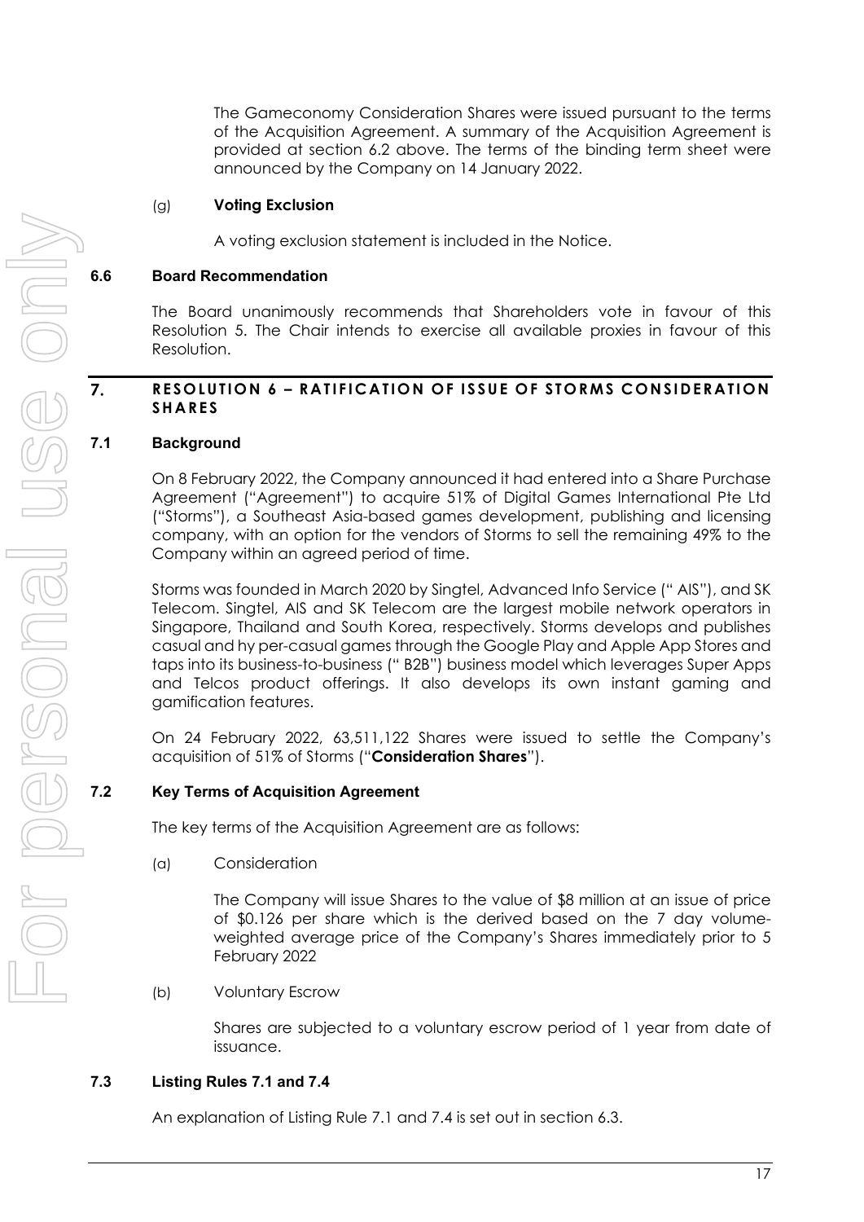The Gameconomy Consideration Shares were issued pursuant to the terms of the Acquisition Agreement. A summary of the Acquisition Agreement is provided at section 6.2 above. The terms of the binding term sheet were announced by the Company on 14 January 2022.

(g) **Voting Exclusion**

A voting exclusion statement is included in the Notice.

### 6.6 Board Recommendation

The Board unanimously recommends that Shareholders vote in favour of this Resolution 5. The Chair intends to exercise all available proxies in favour of this Resolution.

## 7. RESOLUTION 6 – RATIFICATION OF ISSUE OF STORMS CONSIDERATION SHARES

### 7.1 Background

On 8 February 2022, the Company announced it had entered into a Share Purchase Agreement ("Agreement") to acquire 51% of Digital Games International Pte Ltd ("Storms"), a Southeast Asia-based games development, publishing and licensing company, with an option for the vendors of Storms to sell the remaining 49% to the Company within an agreed period of time.

Storms was founded in March 2020 by Singtel, Advanced Info Service (" AIS"), and SK Telecom. Singtel, AIS and SK Telecom are the largest mobile network operators in Singapore, Thailand and South Korea, respectively. Storms develops and publishes casual and hy per-casual games through the Google Play and Apple App Stores and taps into its business-to-business (" B2B") business model which leverages Super Apps and Telcos product offerings. It also develops its own instant gaming and gamification features.

On 24 February 2022, 63,511,122 Shares were issued to settle the Company's acquisition of 51% of Storms ("**Consideration Shares**").

### 7.2 Key Terms of Acquisition Agreement

The key terms of the Acquisition Agreement are as follows:

(a) Consideration

The Company will issue Shares to the value of $8 million at an issue of price of $0.126 per share which is the derived based on the 7 day volume-weighted average price of the Company's Shares immediately prior to 5 February 2022

(b) Voluntary Escrow

Shares are subjected to a voluntary escrow period of 1 year from date of issuance.

### 7.3 Listing Rules 7.1 and 7.4

An explanation of Listing Rule 7.1 and 7.4 is set out in section 6.3.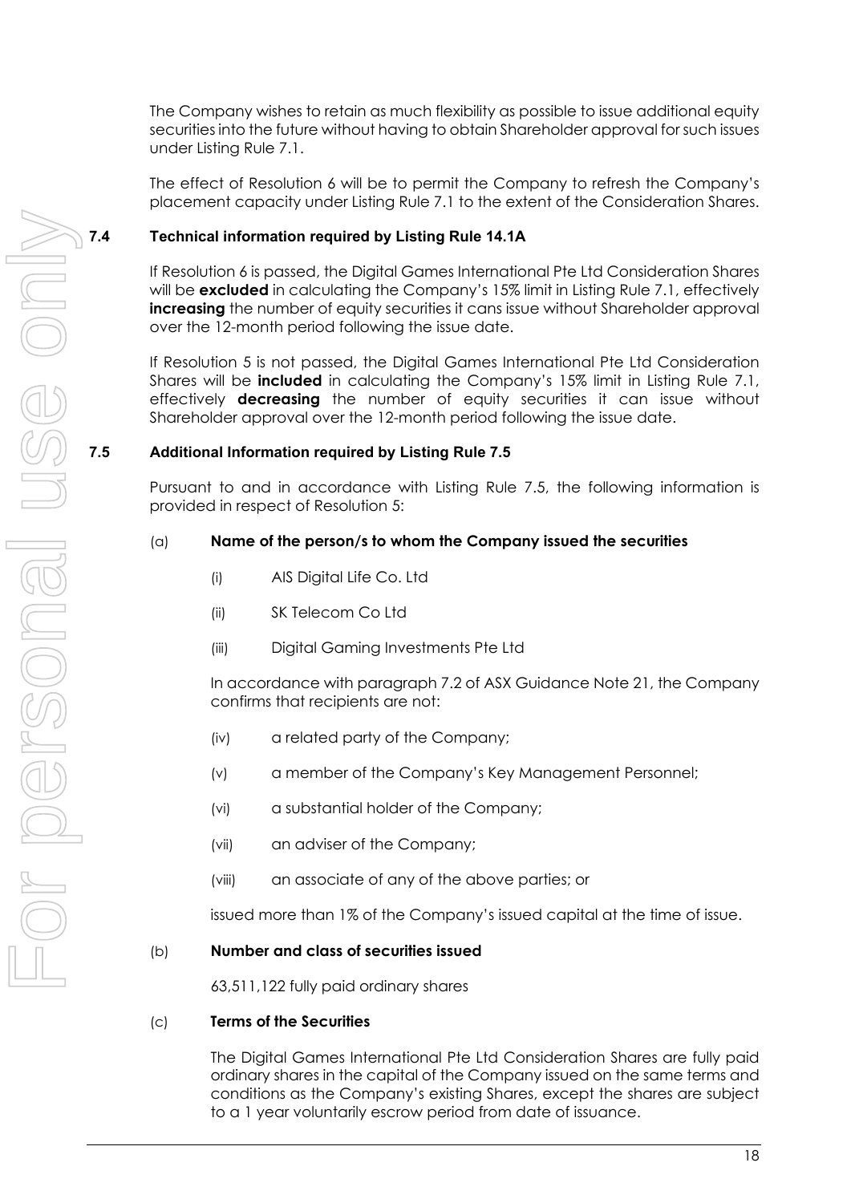The Company wishes to retain as much flexibility as possible to issue additional equity securities into the future without having to obtain Shareholder approval for such issues under Listing Rule 7.1.

The effect of Resolution 6 will be to permit the Company to refresh the Company's placement capacity under Listing Rule 7.1 to the extent of the Consideration Shares.

### 7.4 Technical information required by Listing Rule 14.1A

If Resolution 6 is passed, the Digital Games International Pte Ltd Consideration Shares will be **excluded** in calculating the Company's 15% limit in Listing Rule 7.1, effectively **increasing** the number of equity securities it cans issue without Shareholder approval over the 12-month period following the issue date.

If Resolution 5 is not passed, the Digital Games International Pte Ltd Consideration Shares will be **included** in calculating the Company's 15% limit in Listing Rule 7.1, effectively **decreasing** the number of equity securities it can issue without Shareholder approval over the 12-month period following the issue date.

### 7.5 Additional Information required by Listing Rule 7.5

Pursuant to and in accordance with Listing Rule 7.5, the following information is provided in respect of Resolution 5:

(a) **Name of the person/s to whom the Company issued the securities**

(i) AIS Digital Life Co. Ltd

(ii) SK Telecom Co Ltd

(iii) Digital Gaming Investments Pte Ltd

In accordance with paragraph 7.2 of ASX Guidance Note 21, the Company confirms that recipients are not:

(iv) a related party of the Company;

(v) a member of the Company's Key Management Personnel;

(vi) a substantial holder of the Company;

(vii) an adviser of the Company;

(viii) an associate of any of the above parties; or

issued more than 1% of the Company's issued capital at the time of issue.

(b) **Number and class of securities issued**

63,511,122 fully paid ordinary shares

(c) **Terms of the Securities**

The Digital Games International Pte Ltd Consideration Shares are fully paid ordinary shares in the capital of the Company issued on the same terms and conditions as the Company's existing Shares, except the shares are subject to a 1 year voluntarily escrow period from date of issuance.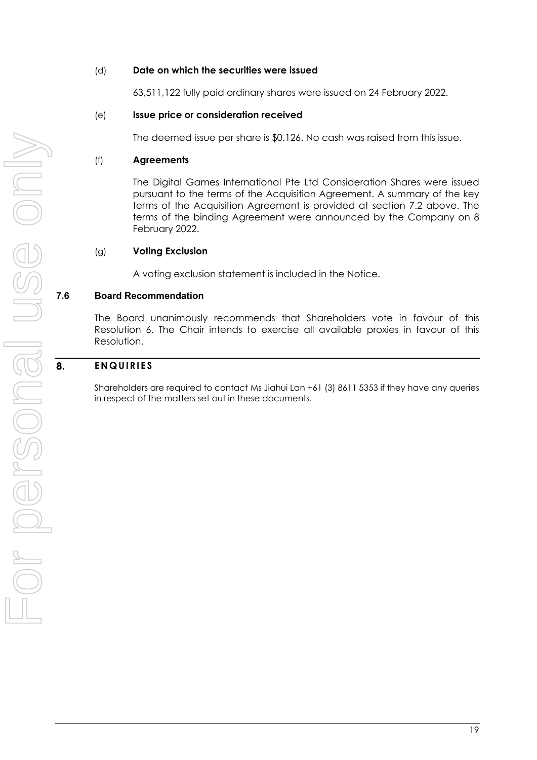(d) **Date on which the securities were issued**

63,511,122 fully paid ordinary shares were issued on 24 February 2022.

(e) **Issue price or consideration received**

The deemed issue per share is $0.126. No cash was raised from this issue.

(f) **Agreements**

The Digital Games International Pte Ltd Consideration Shares were issued pursuant to the terms of the Acquisition Agreement. A summary of the key terms of the Acquisition Agreement is provided at section 7.2 above. The terms of the binding Agreement were announced by the Company on 8 February 2022.

(g) **Voting Exclusion**

A voting exclusion statement is included in the Notice.

### 7.6 Board Recommendation

The Board unanimously recommends that Shareholders vote in favour of this Resolution 6. The Chair intends to exercise all available proxies in favour of this Resolution.

## 8. ENQUIRIES

Shareholders are required to contact Ms Jiahui Lan +61 (3) 8611 5353 if they have any queries in respect of the matters set out in these documents.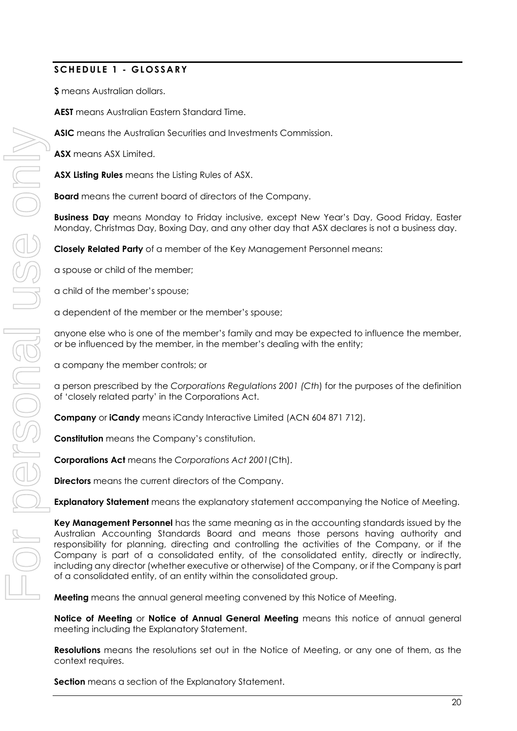## SCHEDULE 1 - GLOSSARY

**$** means Australian dollars.

**AEST** means Australian Eastern Standard Time.

**ASIC** means the Australian Securities and Investments Commission.

**ASX** means ASX Limited.

**ASX Listing Rules** means the Listing Rules of ASX.

**Board** means the current board of directors of the Company.

**Business Day** means Monday to Friday inclusive, except New Year's Day, Good Friday, Easter Monday, Christmas Day, Boxing Day, and any other day that ASX declares is not a business day.

**Closely Related Party** of a member of the Key Management Personnel means:

a spouse or child of the member;

a child of the member's spouse;

a dependent of the member or the member's spouse;

anyone else who is one of the member's family and may be expected to influence the member, or be influenced by the member, in the member's dealing with the entity;

a company the member controls; or

a person prescribed by the *Corporations Regulations 2001 (Cth*) for the purposes of the definition of 'closely related party' in the Corporations Act.

**Company** or **iCandy** means iCandy Interactive Limited (ACN 604 871 712).

**Constitution** means the Company's constitution.

**Corporations Act** means the *Corporations Act 2001*(Cth).

**Directors** means the current directors of the Company.

**Explanatory Statement** means the explanatory statement accompanying the Notice of Meeting.

**Key Management Personnel** has the same meaning as in the accounting standards issued by the Australian Accounting Standards Board and means those persons having authority and responsibility for planning, directing and controlling the activities of the Company, or if the Company is part of a consolidated entity, of the consolidated entity, directly or indirectly, including any director (whether executive or otherwise) of the Company, or if the Company is part of a consolidated entity, of an entity within the consolidated group.

**Meeting** means the annual general meeting convened by this Notice of Meeting.

**Notice of Meeting** or **Notice of Annual General Meeting** means this notice of annual general meeting including the Explanatory Statement.

**Resolutions** means the resolutions set out in the Notice of Meeting, or any one of them, as the context requires.

**Section** means a section of the Explanatory Statement.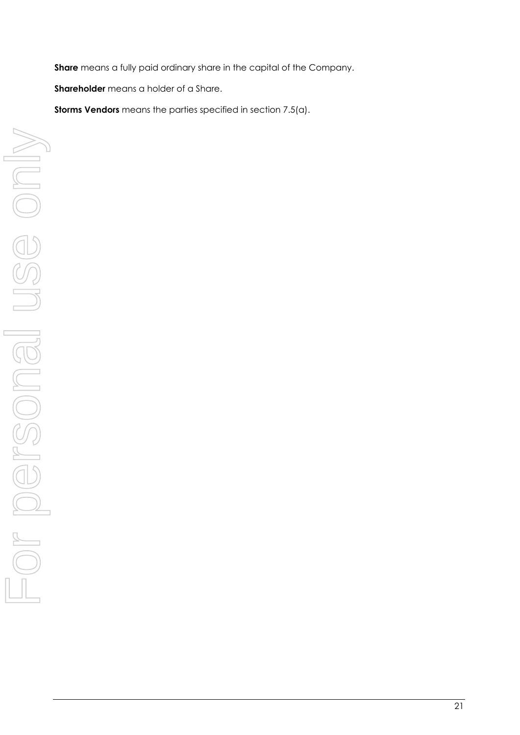**Share** means a fully paid ordinary share in the capital of the Company.

**Shareholder** means a holder of a Share.

**Storms Vendors** means the parties specified in section 7.5(a).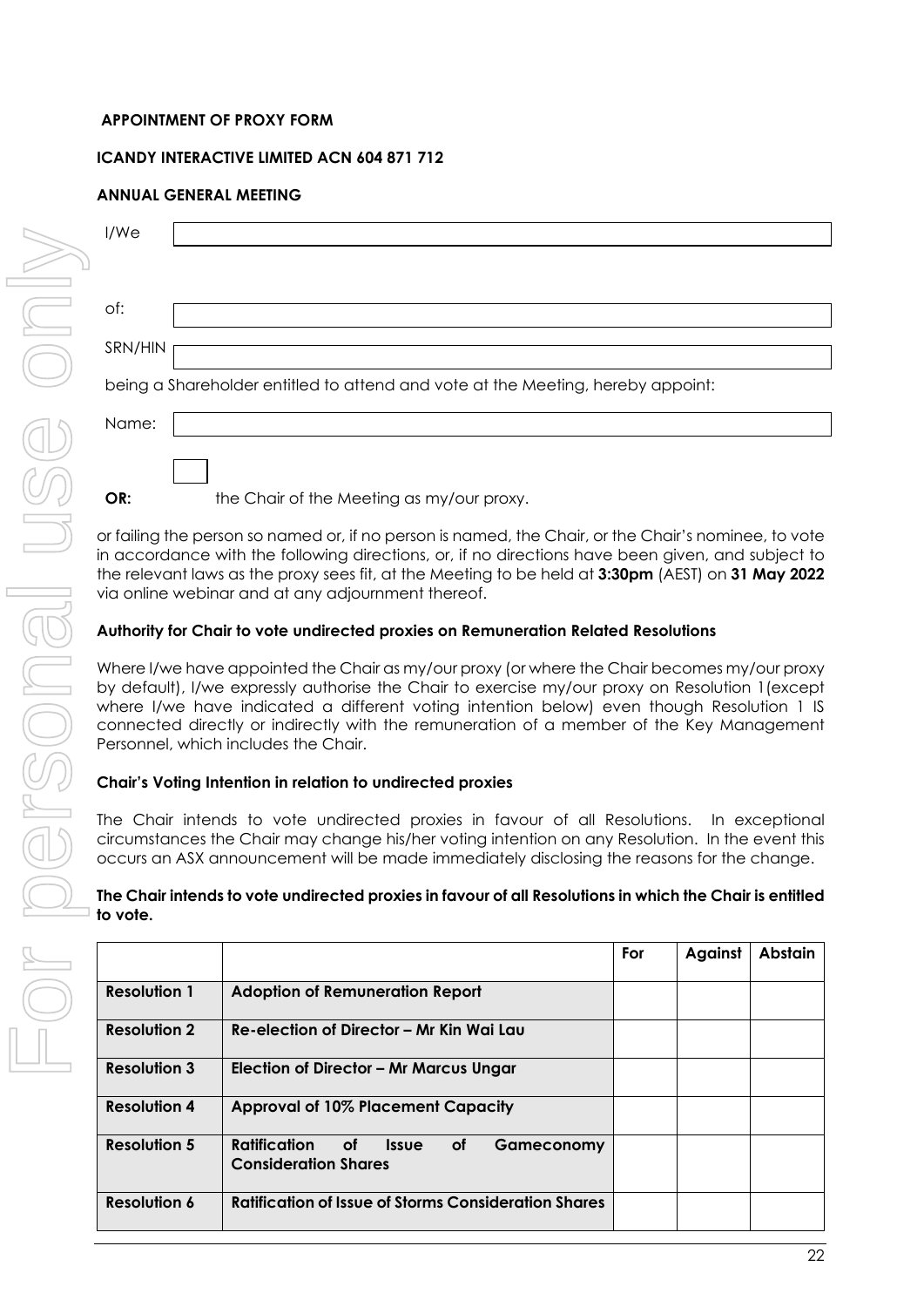**APPOINTMENT OF PROXY FORM**

**ICANDY INTERACTIVE LIMITED ACN 604 871 712**

**ANNUAL GENERAL MEETING**

I/We ______________________________

of: ______________________________

SRN/HIN ______________________________

being a Shareholder entitled to attend and vote at the Meeting, hereby appoint:

Name: ______________________________

**OR:** ☐ the Chair of the Meeting as my/our proxy.

or failing the person so named or, if no person is named, the Chair, or the Chair's nominee, to vote in accordance with the following directions, or, if no directions have been given, and subject to the relevant laws as the proxy sees fit, at the Meeting to be held at **3:30pm** (AEST) on **31 May 2022** via online webinar and at any adjournment thereof.

**Authority for Chair to vote undirected proxies on Remuneration Related Resolutions**

Where I/we have appointed the Chair as my/our proxy (or where the Chair becomes my/our proxy by default), I/we expressly authorise the Chair to exercise my/our proxy on Resolution 1(except where I/we have indicated a different voting intention below) even though Resolution 1 IS connected directly or indirectly with the remuneration of a member of the Key Management Personnel, which includes the Chair.

**Chair's Voting Intention in relation to undirected proxies**

The Chair intends to vote undirected proxies in favour of all Resolutions. In exceptional circumstances the Chair may change his/her voting intention on any Resolution. In the event this occurs an ASX announcement will be made immediately disclosing the reasons for the change.

**The Chair intends to vote undirected proxies in favour of all Resolutions in which the Chair is entitled to vote.**

| | | For | Against | Abstain |
|---|---|---|---|---|
| **Resolution 1** | **Adoption of Remuneration Report** | | | |
| **Resolution 2** | **Re-election of Director – Mr Kin Wai Lau** | | | |
| **Resolution 3** | **Election of Director – Mr Marcus Ungar** | | | |
| **Resolution 4** | **Approval of 10% Placement Capacity** | | | |
| **Resolution 5** | **Ratification of Issue of Gameconomy Consideration Shares** | | | |
| **Resolution 6** | **Ratification of Issue of Storms Consideration Shares** | | | |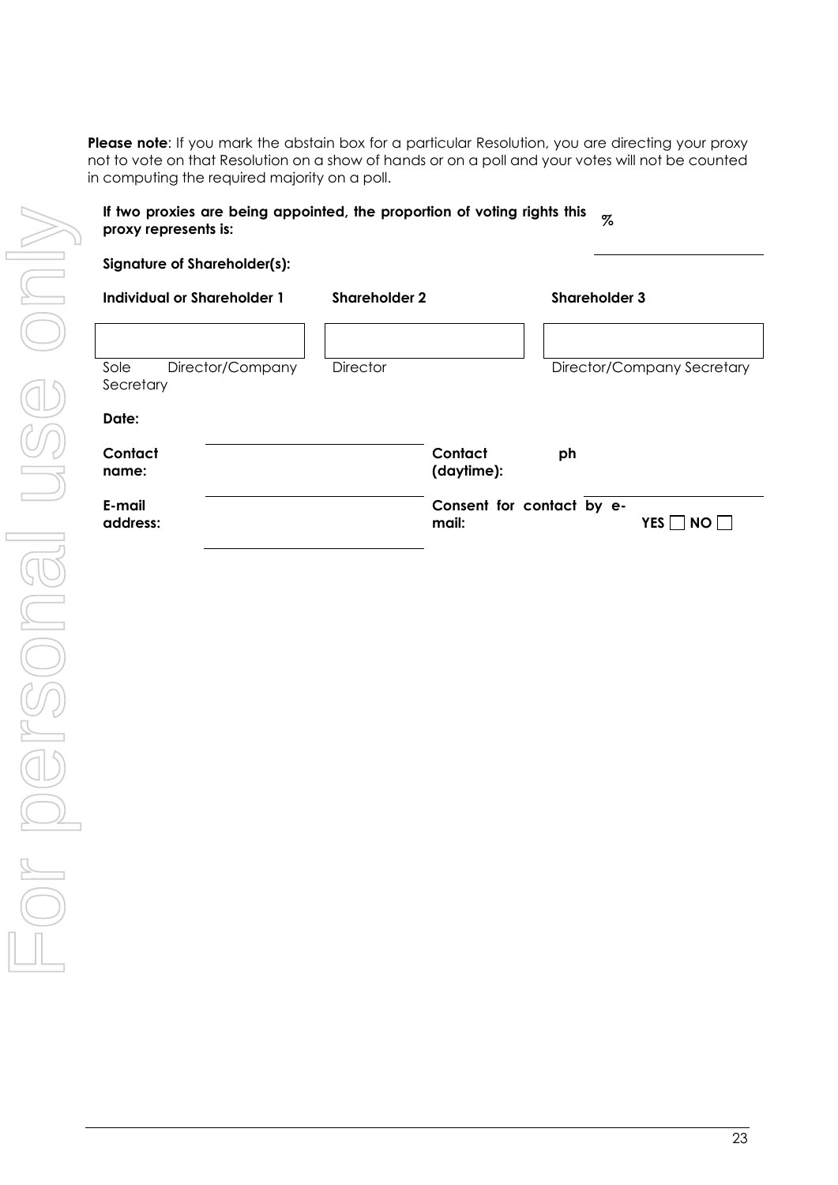**Please note**: If you mark the abstain box for a particular Resolution, you are directing your proxy not to vote on that Resolution on a show of hands or on a poll and your votes will not be counted in computing the required majority on a poll.

**If two proxies are being appointed, the proportion of voting rights this proxy represents is:** %

**Signature of Shareholder(s):**

| **Individual or Shareholder 1** | **Shareholder 2** | **Shareholder 3** |
|---|---|---|
| | | |
| Sole Director/Company Secretary | Director | Director/Company Secretary |

**Date:**

**Contact name:**

**Contact (daytime):** ph

**E-mail address:**

**Consent for contact by e-mail:** YES ☐ NO ☐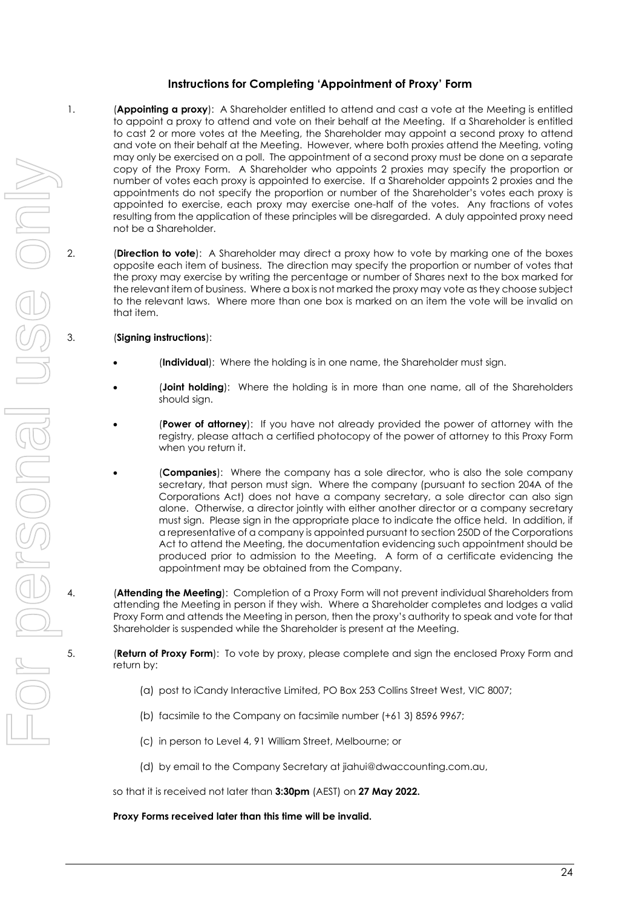## Instructions for Completing 'Appointment of Proxy' Form

1. (**Appointing a proxy**): A Shareholder entitled to attend and cast a vote at the Meeting is entitled to appoint a proxy to attend and vote on their behalf at the Meeting. If a Shareholder is entitled to cast 2 or more votes at the Meeting, the Shareholder may appoint a second proxy to attend and vote on their behalf at the Meeting. However, where both proxies attend the Meeting, voting may only be exercised on a poll. The appointment of a second proxy must be done on a separate copy of the Proxy Form. A Shareholder who appoints 2 proxies may specify the proportion or number of votes each proxy is appointed to exercise. If a Shareholder appoints 2 proxies and the appointments do not specify the proportion or number of the Shareholder's votes each proxy is appointed to exercise, each proxy may exercise one-half of the votes. Any fractions of votes resulting from the application of these principles will be disregarded. A duly appointed proxy need not be a Shareholder.

2. (**Direction to vote**): A Shareholder may direct a proxy how to vote by marking one of the boxes opposite each item of business. The direction may specify the proportion or number of votes that the proxy may exercise by writing the percentage or number of Shares next to the box marked for the relevant item of business. Where a box is not marked the proxy may vote as they choose subject to the relevant laws. Where more than one box is marked on an item the vote will be invalid on that item.

3. (**Signing instructions**):

   - (**Individual**): Where the holding is in one name, the Shareholder must sign.
   - (**Joint holding**): Where the holding is in more than one name, all of the Shareholders should sign.
   - (**Power of attorney**): If you have not already provided the power of attorney with the registry, please attach a certified photocopy of the power of attorney to this Proxy Form when you return it.
   - (**Companies**): Where the company has a sole director, who is also the sole company secretary, that person must sign. Where the company (pursuant to section 204A of the Corporations Act) does not have a company secretary, a sole director can also sign alone. Otherwise, a director jointly with either another director or a company secretary must sign. Please sign in the appropriate place to indicate the office held. In addition, if a representative of a company is appointed pursuant to section 250D of the Corporations Act to attend the Meeting, the documentation evidencing such appointment should be produced prior to admission to the Meeting. A form of a certificate evidencing the appointment may be obtained from the Company.

4. (**Attending the Meeting**): Completion of a Proxy Form will not prevent individual Shareholders from attending the Meeting in person if they wish. Where a Shareholder completes and lodges a valid Proxy Form and attends the Meeting in person, then the proxy's authority to speak and vote for that Shareholder is suspended while the Shareholder is present at the Meeting.

5. (**Return of Proxy Form**): To vote by proxy, please complete and sign the enclosed Proxy Form and return by:

   (a) post to iCandy Interactive Limited, PO Box 253 Collins Street West, VIC 8007;

   (b) facsimile to the Company on facsimile number (+61 3) 8596 9967;

   (c) in person to Level 4, 91 William Street, Melbourne; or

   (d) by email to the Company Secretary at jiahui@dwaccounting.com.au,

   so that it is received not later than **3:30pm** (AEST) on **27 May 2022.**

   **Proxy Forms received later than this time will be invalid.**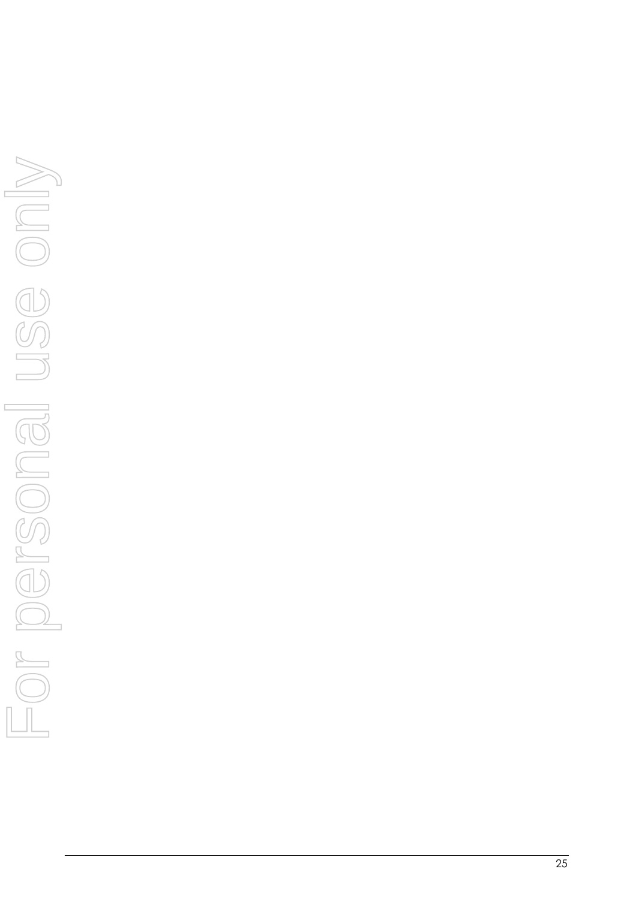For personal use only